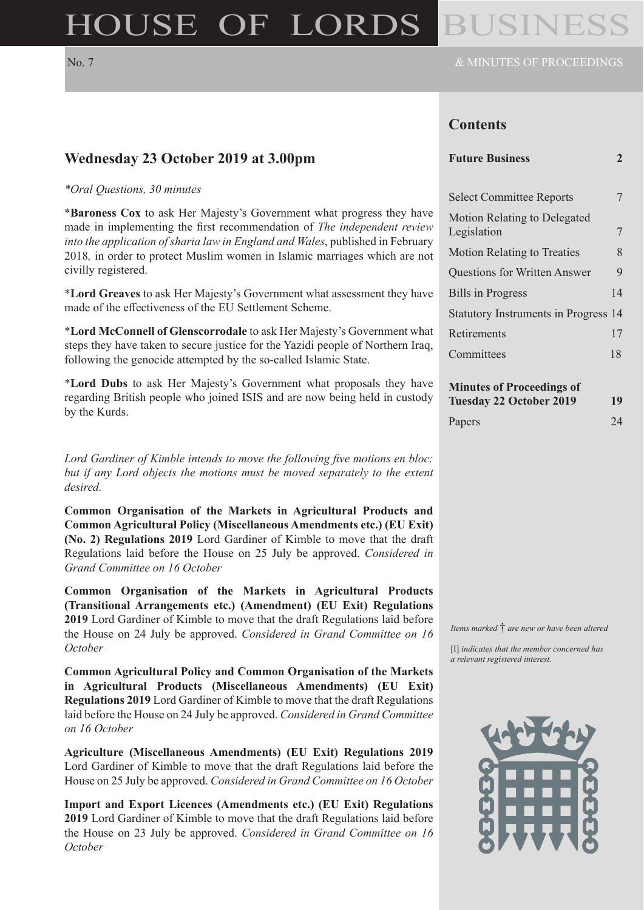# HOUSE OF LORDS BUSINESS

No. 7

& MINUTES OF PROCEEDINGS

## Wednesday 23 October 2019 at 3.00pm

*\*Oral Questions, 30 minutes*

\***Baroness Cox** to ask Her Majesty's Government what progress they have made in implementing the first recommendation of *The independent review into the application of sharia law in England and Wales*, published in February 2018*,* in order to protect Muslim women in Islamic marriages which are not civilly registered.

\***Lord Greaves** to ask Her Majesty's Government what assessment they have made of the effectiveness of the EU Settlement Scheme.

\***Lord McConnell of Glenscorrodale** to ask Her Majesty's Government what steps they have taken to secure justice for the Yazidi people of Northern Iraq, following the genocide attempted by the so-called Islamic State.

\***Lord Dubs** to ask Her Majesty's Government what proposals they have regarding British people who joined ISIS and are now being held in custody by the Kurds.

*Lord Gardiner of Kimble intends to move the following five motions en bloc: but if any Lord objects the motions must be moved separately to the extent desired.*

**Common Organisation of the Markets in Agricultural Products and Common Agricultural Policy (Miscellaneous Amendments etc.) (EU Exit) (No. 2) Regulations 2019** Lord Gardiner of Kimble to move that the draft Regulations laid before the House on 25 July be approved. *Considered in Grand Committee on 16 October*

**Common Organisation of the Markets in Agricultural Products (Transitional Arrangements etc.) (Amendment) (EU Exit) Regulations 2019** Lord Gardiner of Kimble to move that the draft Regulations laid before the House on 24 July be approved. *Considered in Grand Committee on 16 October*

**Common Agricultural Policy and Common Organisation of the Markets in Agricultural Products (Miscellaneous Amendments) (EU Exit) Regulations 2019** Lord Gardiner of Kimble to move that the draft Regulations laid before the House on 24 July be approved. *Considered in Grand Committee on 16 October*

**Agriculture (Miscellaneous Amendments) (EU Exit) Regulations 2019** Lord Gardiner of Kimble to move that the draft Regulations laid before the House on 25 July be approved. *Considered in Grand Committee on 16 October*

**Import and Export Licences (Amendments etc.) (EU Exit) Regulations 2019** Lord Gardiner of Kimble to move that the draft Regulations laid before the House on 23 July be approved. *Considered in Grand Committee on 16 October*

## Contents

| | |
|---|---|
| **Future Business** | **2** |
| Select Committee Reports | 7 |
| Motion Relating to Delegated Legislation | 7 |
| Motion Relating to Treaties | 8 |
| Questions for Written Answer | 9 |
| Bills in Progress | 14 |
| Statutory Instruments in Progress | 14 |
| Retirements | 17 |
| Committees | 18 |
| **Minutes of Proceedings of Tuesday 22 October 2019** | **19** |
| Papers | 24 |

*Items marked* † *are new or have been altered*

[I] *indicates that the member concerned has a relevant registered interest.*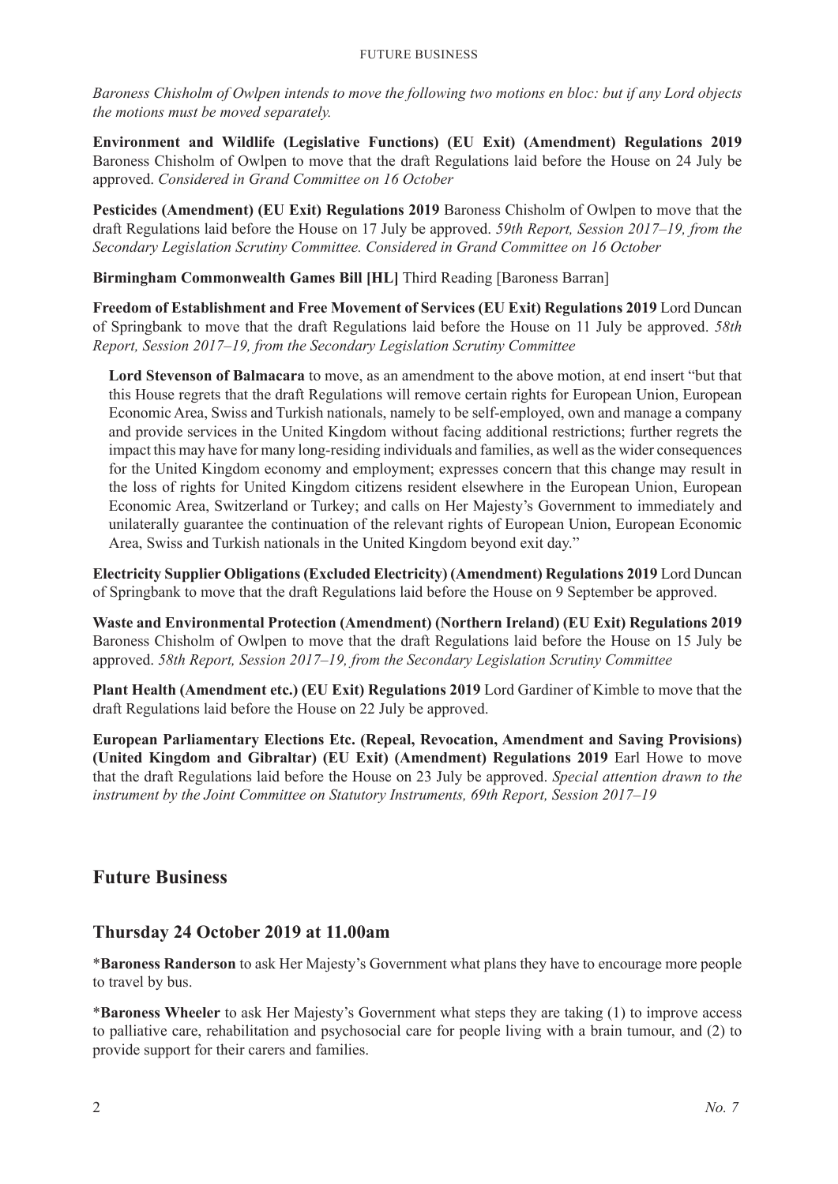*Baroness Chisholm of Owlpen intends to move the following two motions en bloc: but if any Lord objects the motions must be moved separately.*

**Environment and Wildlife (Legislative Functions) (EU Exit) (Amendment) Regulations 2019** Baroness Chisholm of Owlpen to move that the draft Regulations laid before the House on 24 July be approved. *Considered in Grand Committee on 16 October*

**Pesticides (Amendment) (EU Exit) Regulations 2019** Baroness Chisholm of Owlpen to move that the draft Regulations laid before the House on 17 July be approved. *59th Report, Session 2017–19, from the Secondary Legislation Scrutiny Committee. Considered in Grand Committee on 16 October*

**Birmingham Commonwealth Games Bill [HL]** Third Reading [Baroness Barran]

**Freedom of Establishment and Free Movement of Services (EU Exit) Regulations 2019** Lord Duncan of Springbank to move that the draft Regulations laid before the House on 11 July be approved. *58th Report, Session 2017–19, from the Secondary Legislation Scrutiny Committee*

> **Lord Stevenson of Balmacara** to move, as an amendment to the above motion, at end insert "but that this House regrets that the draft Regulations will remove certain rights for European Union, European Economic Area, Swiss and Turkish nationals, namely to be self-employed, own and manage a company and provide services in the United Kingdom without facing additional restrictions; further regrets the impact this may have for many long-residing individuals and families, as well as the wider consequences for the United Kingdom economy and employment; expresses concern that this change may result in the loss of rights for United Kingdom citizens resident elsewhere in the European Union, European Economic Area, Switzerland or Turkey; and calls on Her Majesty's Government to immediately and unilaterally guarantee the continuation of the relevant rights of European Union, European Economic Area, Swiss and Turkish nationals in the United Kingdom beyond exit day."

**Electricity Supplier Obligations (Excluded Electricity) (Amendment) Regulations 2019** Lord Duncan of Springbank to move that the draft Regulations laid before the House on 9 September be approved.

**Waste and Environmental Protection (Amendment) (Northern Ireland) (EU Exit) Regulations 2019** Baroness Chisholm of Owlpen to move that the draft Regulations laid before the House on 15 July be approved. *58th Report, Session 2017–19, from the Secondary Legislation Scrutiny Committee*

**Plant Health (Amendment etc.) (EU Exit) Regulations 2019** Lord Gardiner of Kimble to move that the draft Regulations laid before the House on 22 July be approved.

**European Parliamentary Elections Etc. (Repeal, Revocation, Amendment and Saving Provisions) (United Kingdom and Gibraltar) (EU Exit) (Amendment) Regulations 2019** Earl Howe to move that the draft Regulations laid before the House on 23 July be approved. *Special attention drawn to the instrument by the Joint Committee on Statutory Instruments, 69th Report, Session 2017–19*

## Future Business

### Thursday 24 October 2019 at 11.00am

*__Baroness Randerson__ to ask Her Majesty's Government what plans they have to encourage more people to travel by bus.

*__Baroness Wheeler__ to ask Her Majesty's Government what steps they are taking (1) to improve access to palliative care, rehabilitation and psychosocial care for people living with a brain tumour, and (2) to provide support for their carers and families.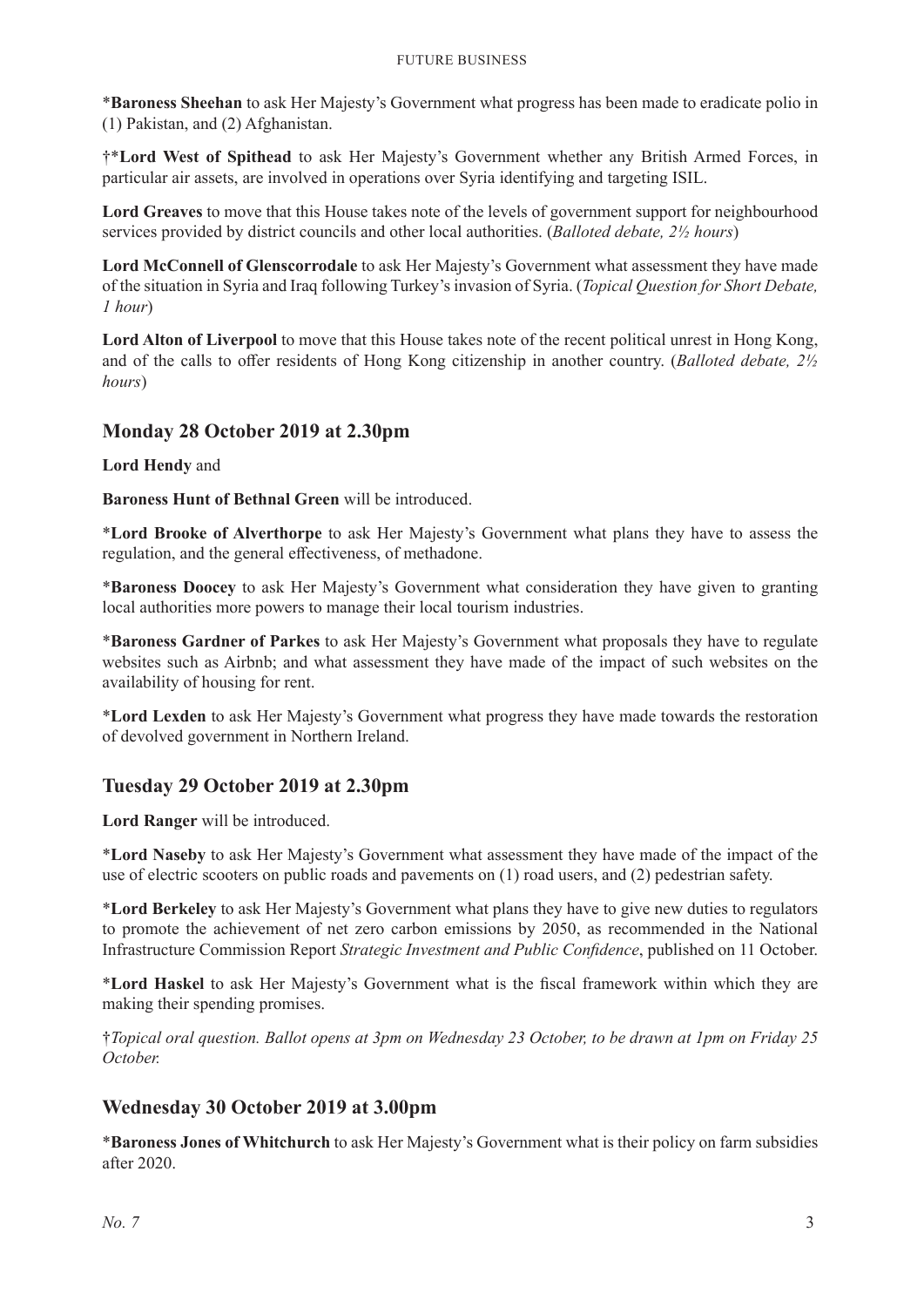*__Baroness Sheehan__ to ask Her Majesty's Government what progress has been made to eradicate polio in (1) Pakistan, and (2) Afghanistan.

†*__Lord West of Spithead__ to ask Her Majesty's Government whether any British Armed Forces, in particular air assets, are involved in operations over Syria identifying and targeting ISIL.

**Lord Greaves** to move that this House takes note of the levels of government support for neighbourhood services provided by district councils and other local authorities. (*Balloted debate, 2½ hours*)

**Lord McConnell of Glenscorrodale** to ask Her Majesty's Government what assessment they have made of the situation in Syria and Iraq following Turkey's invasion of Syria. (*Topical Question for Short Debate, 1 hour*)

**Lord Alton of Liverpool** to move that this House takes note of the recent political unrest in Hong Kong, and of the calls to offer residents of Hong Kong citizenship in another country. (*Balloted debate, 2½ hours*)

## Monday 28 October 2019 at 2.30pm

**Lord Hendy** and

**Baroness Hunt of Bethnal Green** will be introduced.

*__Lord Brooke of Alverthorpe__ to ask Her Majesty's Government what plans they have to assess the regulation, and the general effectiveness, of methadone.

*__Baroness Doocey__ to ask Her Majesty's Government what consideration they have given to granting local authorities more powers to manage their local tourism industries.

*__Baroness Gardner of Parkes__ to ask Her Majesty's Government what proposals they have to regulate websites such as Airbnb; and what assessment they have made of the impact of such websites on the availability of housing for rent.

*__Lord Lexden__ to ask Her Majesty's Government what progress they have made towards the restoration of devolved government in Northern Ireland.

## Tuesday 29 October 2019 at 2.30pm

**Lord Ranger** will be introduced.

*__Lord Naseby__ to ask Her Majesty's Government what assessment they have made of the impact of the use of electric scooters on public roads and pavements on (1) road users, and (2) pedestrian safety.

*__Lord Berkeley__ to ask Her Majesty's Government what plans they have to give new duties to regulators to promote the achievement of net zero carbon emissions by 2050, as recommended in the National Infrastructure Commission Report *Strategic Investment and Public Confidence*, published on 11 October.

*__Lord Haskel__ to ask Her Majesty's Government what is the fiscal framework within which they are making their spending promises.

†*Topical oral question. Ballot opens at 3pm on Wednesday 23 October, to be drawn at 1pm on Friday 25 October.*

## Wednesday 30 October 2019 at 3.00pm

*__Baroness Jones of Whitchurch__ to ask Her Majesty's Government what is their policy on farm subsidies after 2020.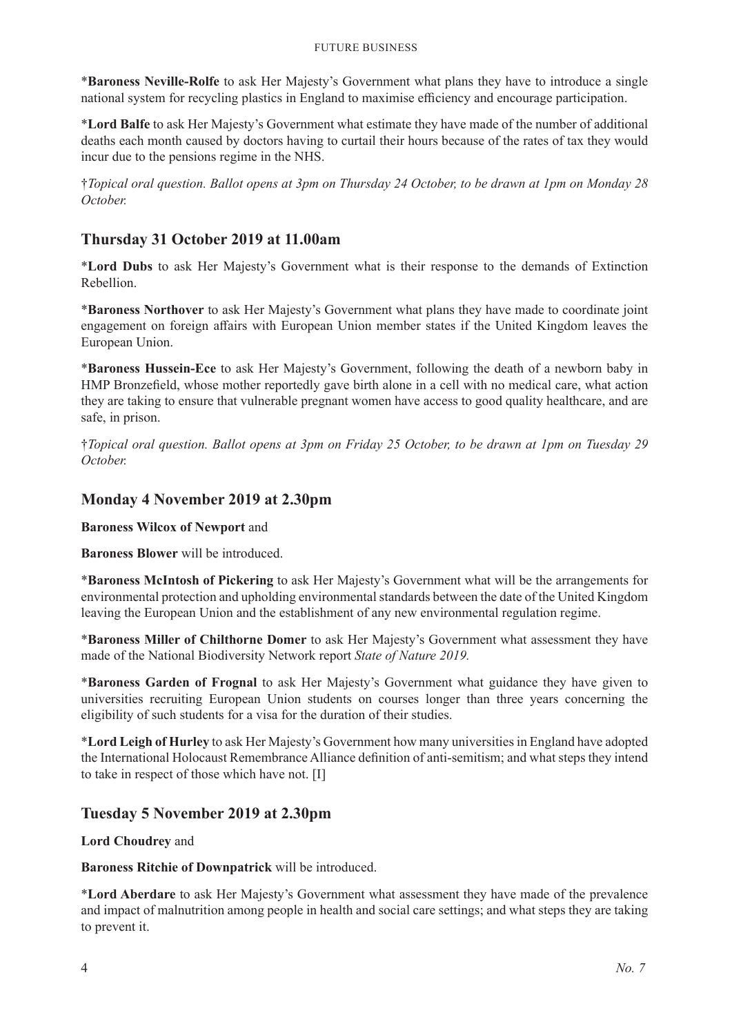*__Baroness Neville-Rolfe__ to ask Her Majesty's Government what plans they have to introduce a single national system for recycling plastics in England to maximise efficiency and encourage participation.

*__Lord Balfe__ to ask Her Majesty's Government what estimate they have made of the number of additional deaths each month caused by doctors having to curtail their hours because of the rates of tax they would incur due to the pensions regime in the NHS.

†*Topical oral question. Ballot opens at 3pm on Thursday 24 October, to be drawn at 1pm on Monday 28 October.*

## Thursday 31 October 2019 at 11.00am

*__Lord Dubs__ to ask Her Majesty's Government what is their response to the demands of Extinction Rebellion.

*__Baroness Northover__ to ask Her Majesty's Government what plans they have made to coordinate joint engagement on foreign affairs with European Union member states if the United Kingdom leaves the European Union.

*__Baroness Hussein-Ece__ to ask Her Majesty's Government, following the death of a newborn baby in HMP Bronzefield, whose mother reportedly gave birth alone in a cell with no medical care, what action they are taking to ensure that vulnerable pregnant women have access to good quality healthcare, and are safe, in prison.

†*Topical oral question. Ballot opens at 3pm on Friday 25 October, to be drawn at 1pm on Tuesday 29 October.*

## Monday 4 November 2019 at 2.30pm

**Baroness Wilcox of Newport** and

**Baroness Blower** will be introduced.

*__Baroness McIntosh of Pickering__ to ask Her Majesty's Government what will be the arrangements for environmental protection and upholding environmental standards between the date of the United Kingdom leaving the European Union and the establishment of any new environmental regulation regime.

*__Baroness Miller of Chilthorne Domer__ to ask Her Majesty's Government what assessment they have made of the National Biodiversity Network report *State of Nature 2019.*

*__Baroness Garden of Frognal__ to ask Her Majesty's Government what guidance they have given to universities recruiting European Union students on courses longer than three years concerning the eligibility of such students for a visa for the duration of their studies.

*__Lord Leigh of Hurley__ to ask Her Majesty's Government how many universities in England have adopted the International Holocaust Remembrance Alliance definition of anti-semitism; and what steps they intend to take in respect of those which have not. [I]

## Tuesday 5 November 2019 at 2.30pm

**Lord Choudrey** and

**Baroness Ritchie of Downpatrick** will be introduced.

*__Lord Aberdare__ to ask Her Majesty's Government what assessment they have made of the prevalence and impact of malnutrition among people in health and social care settings; and what steps they are taking to prevent it.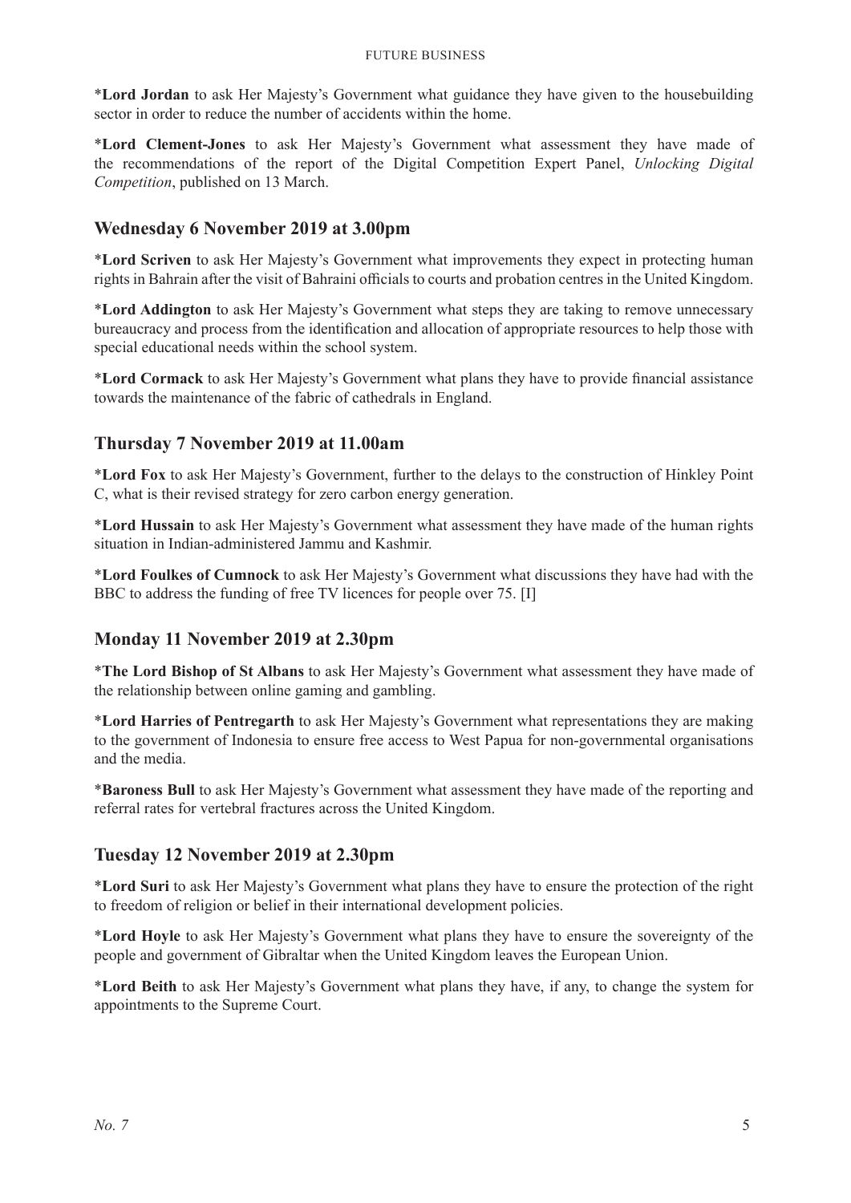*__Lord Jordan__ to ask Her Majesty's Government what guidance they have given to the housebuilding sector in order to reduce the number of accidents within the home.

*__Lord Clement-Jones__ to ask Her Majesty's Government what assessment they have made of the recommendations of the report of the Digital Competition Expert Panel, *Unlocking Digital Competition*, published on 13 March.

## Wednesday 6 November 2019 at 3.00pm

*__Lord Scriven__ to ask Her Majesty's Government what improvements they expect in protecting human rights in Bahrain after the visit of Bahraini officials to courts and probation centres in the United Kingdom.

*__Lord Addington__ to ask Her Majesty's Government what steps they are taking to remove unnecessary bureaucracy and process from the identification and allocation of appropriate resources to help those with special educational needs within the school system.

*__Lord Cormack__ to ask Her Majesty's Government what plans they have to provide financial assistance towards the maintenance of the fabric of cathedrals in England.

## Thursday 7 November 2019 at 11.00am

*__Lord Fox__ to ask Her Majesty's Government, further to the delays to the construction of Hinkley Point C, what is their revised strategy for zero carbon energy generation.

*__Lord Hussain__ to ask Her Majesty's Government what assessment they have made of the human rights situation in Indian-administered Jammu and Kashmir.

*__Lord Foulkes of Cumnock__ to ask Her Majesty's Government what discussions they have had with the BBC to address the funding of free TV licences for people over 75. [I]

## Monday 11 November 2019 at 2.30pm

*__The Lord Bishop of St Albans__ to ask Her Majesty's Government what assessment they have made of the relationship between online gaming and gambling.

*__Lord Harries of Pentregarth__ to ask Her Majesty's Government what representations they are making to the government of Indonesia to ensure free access to West Papua for non-governmental organisations and the media.

*__Baroness Bull__ to ask Her Majesty's Government what assessment they have made of the reporting and referral rates for vertebral fractures across the United Kingdom.

## Tuesday 12 November 2019 at 2.30pm

*__Lord Suri__ to ask Her Majesty's Government what plans they have to ensure the protection of the right to freedom of religion or belief in their international development policies.

*__Lord Hoyle__ to ask Her Majesty's Government what plans they have to ensure the sovereignty of the people and government of Gibraltar when the United Kingdom leaves the European Union.

*__Lord Beith__ to ask Her Majesty's Government what plans they have, if any, to change the system for appointments to the Supreme Court.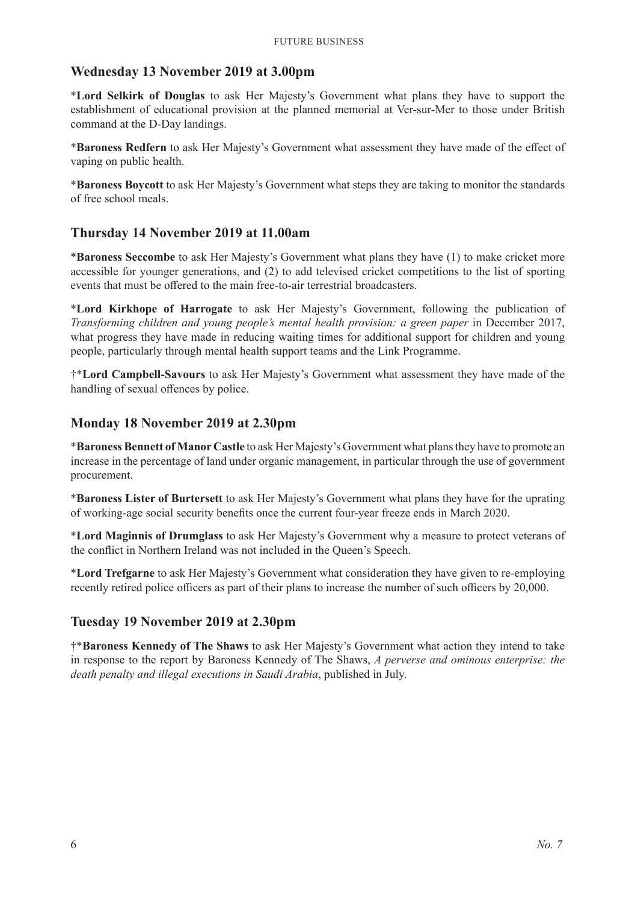## Wednesday 13 November 2019 at 3.00pm

*​**Lord Selkirk of Douglas** to ask Her Majesty's Government what plans they have to support the establishment of educational provision at the planned memorial at Ver-sur-Mer to those under British command at the D-Day landings.

*​**Baroness Redfern** to ask Her Majesty's Government what assessment they have made of the effect of vaping on public health.

*​**Baroness Boycott** to ask Her Majesty's Government what steps they are taking to monitor the standards of free school meals.

## Thursday 14 November 2019 at 11.00am

*​**Baroness Seccombe** to ask Her Majesty's Government what plans they have (1) to make cricket more accessible for younger generations, and (2) to add televised cricket competitions to the list of sporting events that must be offered to the main free-to-air terrestrial broadcasters.

*​**Lord Kirkhope of Harrogate** to ask Her Majesty's Government, following the publication of *Transforming children and young people's mental health provision: a green paper* in December 2017, what progress they have made in reducing waiting times for additional support for children and young people, particularly through mental health support teams and the Link Programme.

†*​**Lord Campbell-Savours** to ask Her Majesty's Government what assessment they have made of the handling of sexual offences by police.

## Monday 18 November 2019 at 2.30pm

*​**Baroness Bennett of Manor Castle** to ask Her Majesty's Government what plans they have to promote an increase in the percentage of land under organic management, in particular through the use of government procurement.

*​**Baroness Lister of Burtersett** to ask Her Majesty's Government what plans they have for the uprating of working-age social security benefits once the current four-year freeze ends in March 2020.

*​**Lord Maginnis of Drumglass** to ask Her Majesty's Government why a measure to protect veterans of the conflict in Northern Ireland was not included in the Queen's Speech.

*​**Lord Trefgarne** to ask Her Majesty's Government what consideration they have given to re-employing recently retired police officers as part of their plans to increase the number of such officers by 20,000.

## Tuesday 19 November 2019 at 2.30pm

†*​**Baroness Kennedy of The Shaws** to ask Her Majesty's Government what action they intend to take in response to the report by Baroness Kennedy of The Shaws, *A perverse and ominous enterprise: the death penalty and illegal executions in Saudi Arabia*, published in July.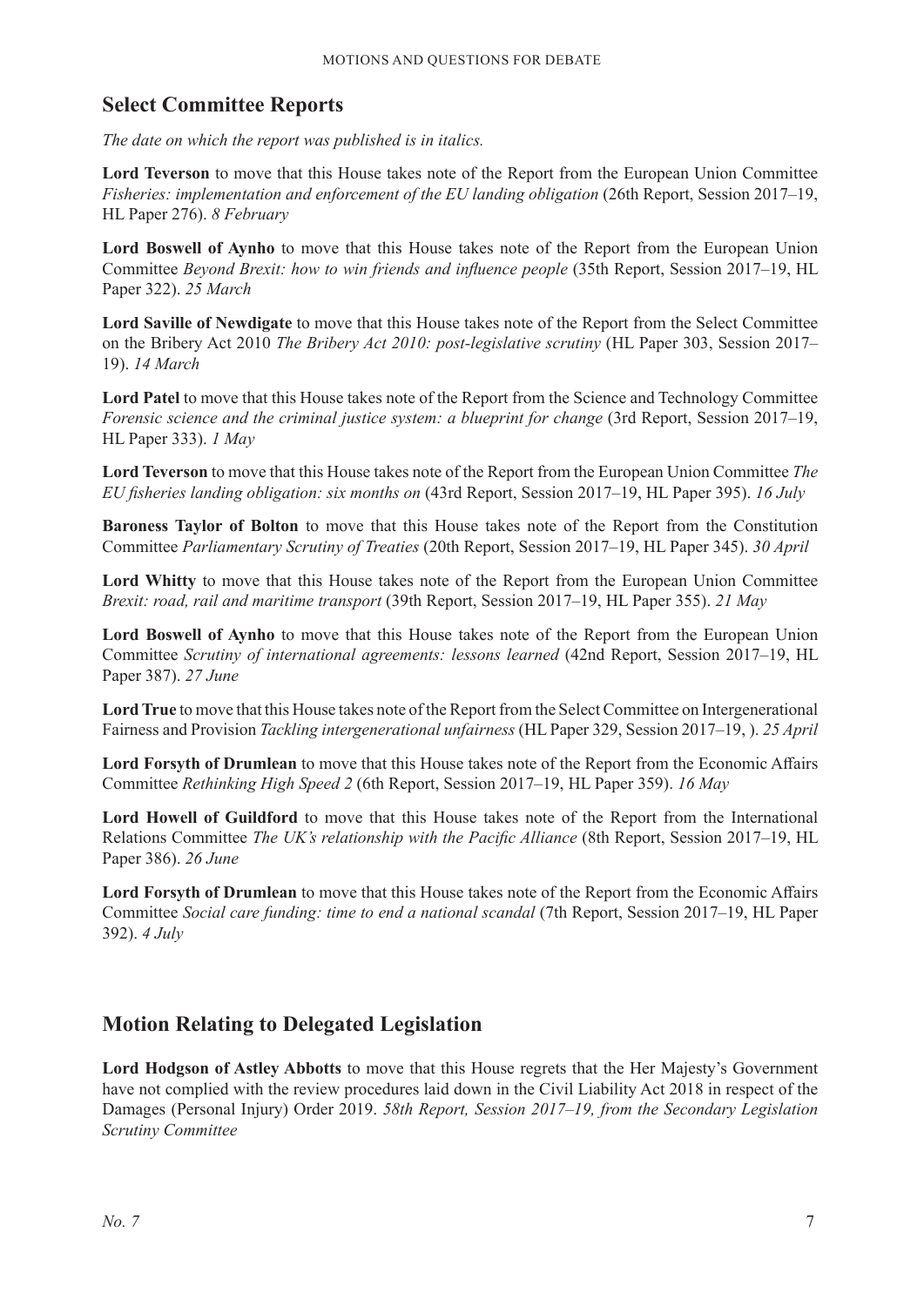## Select Committee Reports

*The date on which the report was published is in italics.*

**Lord Teverson** to move that this House takes note of the Report from the European Union Committee *Fisheries: implementation and enforcement of the EU landing obligation* (26th Report, Session 2017–19, HL Paper 276). *8 February*

**Lord Boswell of Aynho** to move that this House takes note of the Report from the European Union Committee *Beyond Brexit: how to win friends and influence people* (35th Report, Session 2017–19, HL Paper 322). *25 March*

**Lord Saville of Newdigate** to move that this House takes note of the Report from the Select Committee on the Bribery Act 2010 *The Bribery Act 2010: post-legislative scrutiny* (HL Paper 303, Session 2017–19). *14 March*

**Lord Patel** to move that this House takes note of the Report from the Science and Technology Committee *Forensic science and the criminal justice system: a blueprint for change* (3rd Report, Session 2017–19, HL Paper 333). *1 May*

**Lord Teverson** to move that this House takes note of the Report from the European Union Committee *The EU fisheries landing obligation: six months on* (43rd Report, Session 2017–19, HL Paper 395). *16 July*

**Baroness Taylor of Bolton** to move that this House takes note of the Report from the Constitution Committee *Parliamentary Scrutiny of Treaties* (20th Report, Session 2017–19, HL Paper 345). *30 April*

**Lord Whitty** to move that this House takes note of the Report from the European Union Committee *Brexit: road, rail and maritime transport* (39th Report, Session 2017–19, HL Paper 355). *21 May*

**Lord Boswell of Aynho** to move that this House takes note of the Report from the European Union Committee *Scrutiny of international agreements: lessons learned* (42nd Report, Session 2017–19, HL Paper 387). *27 June*

**Lord True** to move that this House takes note of the Report from the Select Committee on Intergenerational Fairness and Provision *Tackling intergenerational unfairness* (HL Paper 329, Session 2017–19, ). *25 April*

**Lord Forsyth of Drumlean** to move that this House takes note of the Report from the Economic Affairs Committee *Rethinking High Speed 2* (6th Report, Session 2017–19, HL Paper 359). *16 May*

**Lord Howell of Guildford** to move that this House takes note of the Report from the International Relations Committee *The UK's relationship with the Pacific Alliance* (8th Report, Session 2017–19, HL Paper 386). *26 June*

**Lord Forsyth of Drumlean** to move that this House takes note of the Report from the Economic Affairs Committee *Social care funding: time to end a national scandal* (7th Report, Session 2017–19, HL Paper 392). *4 July*

## Motion Relating to Delegated Legislation

**Lord Hodgson of Astley Abbotts** to move that this House regrets that the Her Majesty's Government have not complied with the review procedures laid down in the Civil Liability Act 2018 in respect of the Damages (Personal Injury) Order 2019. *58th Report, Session 2017–19, from the Secondary Legislation Scrutiny Committee*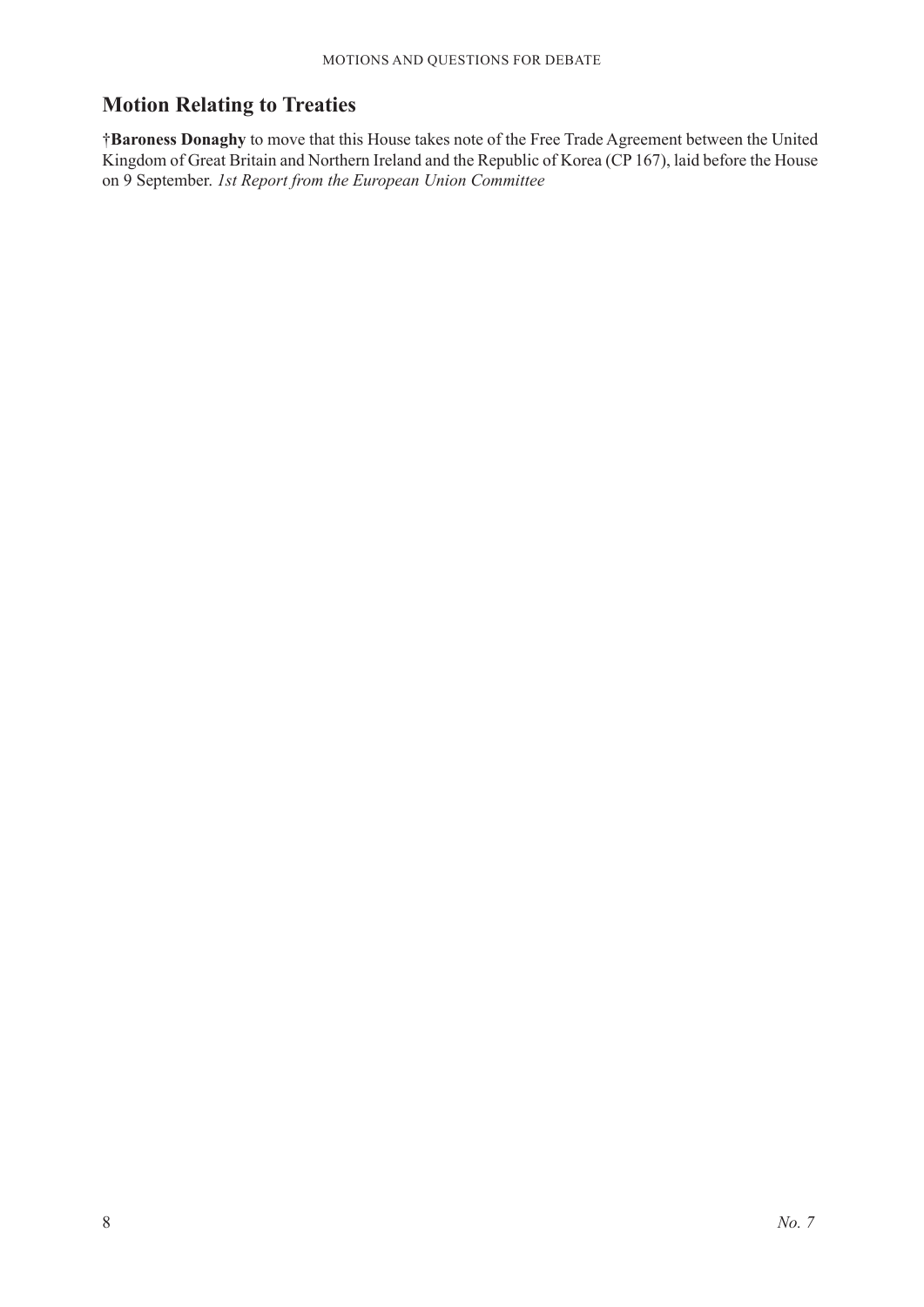## Motion Relating to Treaties

†**Baroness Donaghy** to move that this House takes note of the Free Trade Agreement between the United Kingdom of Great Britain and Northern Ireland and the Republic of Korea (CP 167), laid before the House on 9 September. *1st Report from the European Union Committee*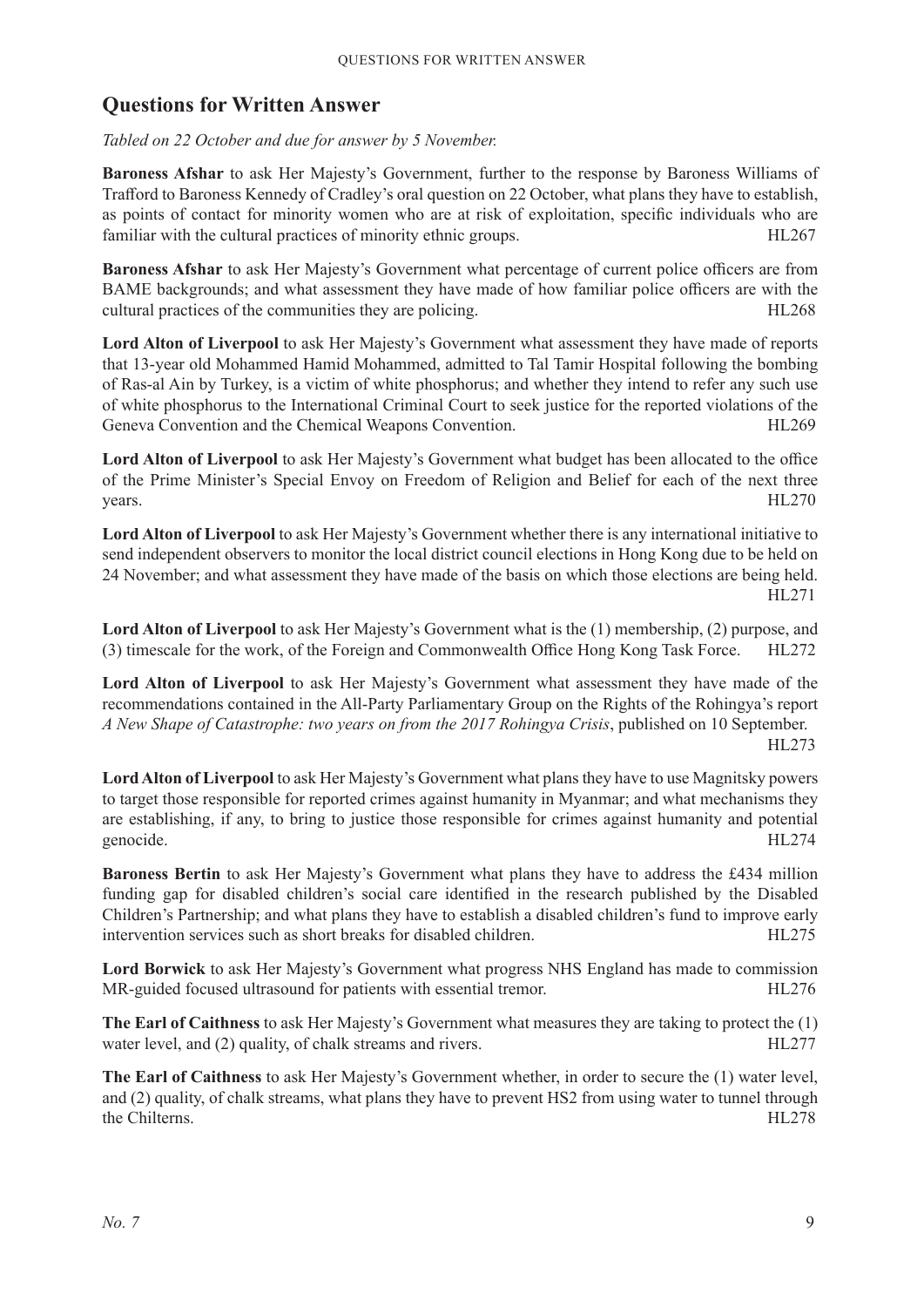## Questions for Written Answer

*Tabled on 22 October and due for answer by 5 November.*

**Baroness Afshar** to ask Her Majesty's Government, further to the response by Baroness Williams of Trafford to Baroness Kennedy of Cradley's oral question on 22 October, what plans they have to establish, as points of contact for minority women who are at risk of exploitation, specific individuals who are familiar with the cultural practices of minority ethnic groups. HL267

**Baroness Afshar** to ask Her Majesty's Government what percentage of current police officers are from BAME backgrounds; and what assessment they have made of how familiar police officers are with the cultural practices of the communities they are policing. HL268

**Lord Alton of Liverpool** to ask Her Majesty's Government what assessment they have made of reports that 13-year old Mohammed Hamid Mohammed, admitted to Tal Tamir Hospital following the bombing of Ras-al Ain by Turkey, is a victim of white phosphorus; and whether they intend to refer any such use of white phosphorus to the International Criminal Court to seek justice for the reported violations of the Geneva Convention and the Chemical Weapons Convention. HL269

**Lord Alton of Liverpool** to ask Her Majesty's Government what budget has been allocated to the office of the Prime Minister's Special Envoy on Freedom of Religion and Belief for each of the next three years. HL270

**Lord Alton of Liverpool** to ask Her Majesty's Government whether there is any international initiative to send independent observers to monitor the local district council elections in Hong Kong due to be held on 24 November; and what assessment they have made of the basis on which those elections are being held. HL271

**Lord Alton of Liverpool** to ask Her Majesty's Government what is the (1) membership, (2) purpose, and (3) timescale for the work, of the Foreign and Commonwealth Office Hong Kong Task Force. HL272

**Lord Alton of Liverpool** to ask Her Majesty's Government what assessment they have made of the recommendations contained in the All-Party Parliamentary Group on the Rights of the Rohingya's report *A New Shape of Catastrophe: two years on from the 2017 Rohingya Crisis*, published on 10 September. HL273

**Lord Alton of Liverpool** to ask Her Majesty's Government what plans they have to use Magnitsky powers to target those responsible for reported crimes against humanity in Myanmar; and what mechanisms they are establishing, if any, to bring to justice those responsible for crimes against humanity and potential genocide. HL274

**Baroness Bertin** to ask Her Majesty's Government what plans they have to address the £434 million funding gap for disabled children's social care identified in the research published by the Disabled Children's Partnership; and what plans they have to establish a disabled children's fund to improve early intervention services such as short breaks for disabled children. HL275

**Lord Borwick** to ask Her Majesty's Government what progress NHS England has made to commission MR-guided focused ultrasound for patients with essential tremor. HL276

**The Earl of Caithness** to ask Her Majesty's Government what measures they are taking to protect the (1) water level, and (2) quality, of chalk streams and rivers. HL277

**The Earl of Caithness** to ask Her Majesty's Government whether, in order to secure the (1) water level, and (2) quality, of chalk streams, what plans they have to prevent HS2 from using water to tunnel through the Chilterns. HL278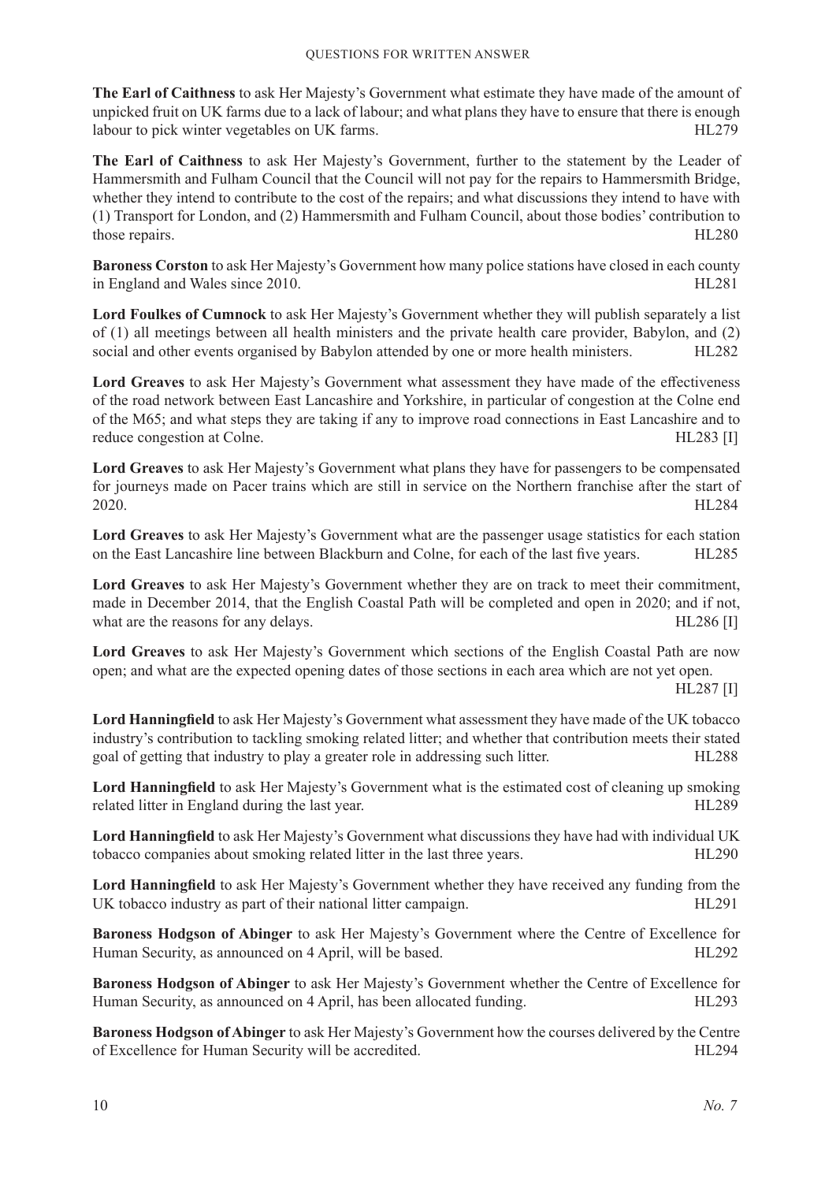**The Earl of Caithness** to ask Her Majesty's Government what estimate they have made of the amount of unpicked fruit on UK farms due to a lack of labour; and what plans they have to ensure that there is enough labour to pick winter vegetables on UK farms. HL279

**The Earl of Caithness** to ask Her Majesty's Government, further to the statement by the Leader of Hammersmith and Fulham Council that the Council will not pay for the repairs to Hammersmith Bridge, whether they intend to contribute to the cost of the repairs; and what discussions they intend to have with (1) Transport for London, and (2) Hammersmith and Fulham Council, about those bodies' contribution to those repairs. HL280

**Baroness Corston** to ask Her Majesty's Government how many police stations have closed in each county in England and Wales since 2010. HL281

**Lord Foulkes of Cumnock** to ask Her Majesty's Government whether they will publish separately a list of (1) all meetings between all health ministers and the private health care provider, Babylon, and (2) social and other events organised by Babylon attended by one or more health ministers. HL282

**Lord Greaves** to ask Her Majesty's Government what assessment they have made of the effectiveness of the road network between East Lancashire and Yorkshire, in particular of congestion at the Colne end of the M65; and what steps they are taking if any to improve road connections in East Lancashire and to reduce congestion at Colne. HL283 [I]

**Lord Greaves** to ask Her Majesty's Government what plans they have for passengers to be compensated for journeys made on Pacer trains which are still in service on the Northern franchise after the start of 2020. HL284

**Lord Greaves** to ask Her Majesty's Government what are the passenger usage statistics for each station on the East Lancashire line between Blackburn and Colne, for each of the last five years. HL285

**Lord Greaves** to ask Her Majesty's Government whether they are on track to meet their commitment, made in December 2014, that the English Coastal Path will be completed and open in 2020; and if not, what are the reasons for any delays. HL286 [I]

**Lord Greaves** to ask Her Majesty's Government which sections of the English Coastal Path are now open; and what are the expected opening dates of those sections in each area which are not yet open. HL287 [I]

**Lord Hanningfield** to ask Her Majesty's Government what assessment they have made of the UK tobacco industry's contribution to tackling smoking related litter; and whether that contribution meets their stated goal of getting that industry to play a greater role in addressing such litter. HL288

**Lord Hanningfield** to ask Her Majesty's Government what is the estimated cost of cleaning up smoking related litter in England during the last year. HL289

**Lord Hanningfield** to ask Her Majesty's Government what discussions they have had with individual UK tobacco companies about smoking related litter in the last three years. HL290

**Lord Hanningfield** to ask Her Majesty's Government whether they have received any funding from the UK tobacco industry as part of their national litter campaign. HL291

**Baroness Hodgson of Abinger** to ask Her Majesty's Government where the Centre of Excellence for Human Security, as announced on 4 April, will be based. HL292

**Baroness Hodgson of Abinger** to ask Her Majesty's Government whether the Centre of Excellence for Human Security, as announced on 4 April, has been allocated funding. HL293

**Baroness Hodgson of Abinger** to ask Her Majesty's Government how the courses delivered by the Centre of Excellence for Human Security will be accredited. HL294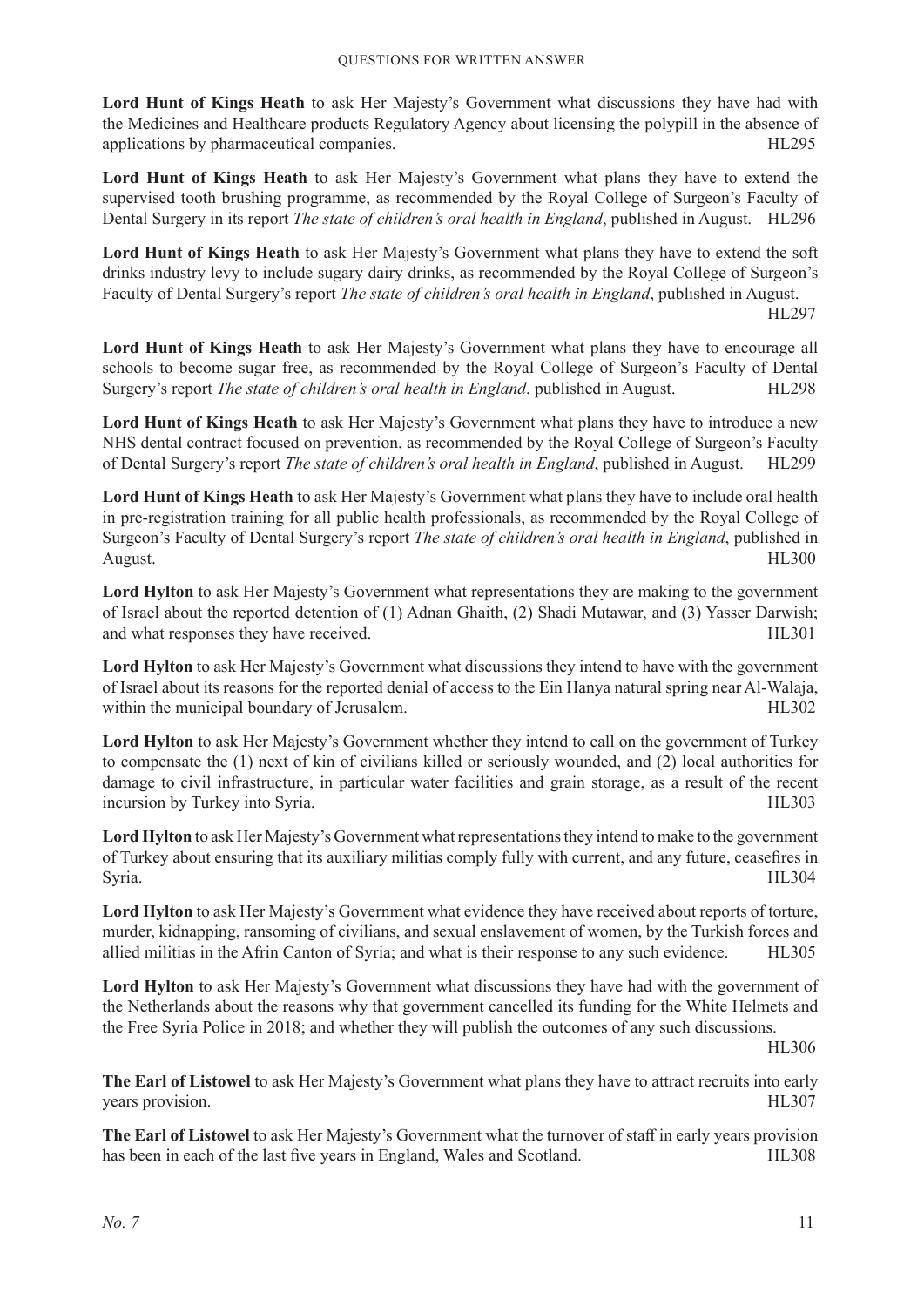**Lord Hunt of Kings Heath** to ask Her Majesty's Government what discussions they have had with the Medicines and Healthcare products Regulatory Agency about licensing the polypill in the absence of applications by pharmaceutical companies. HL295

**Lord Hunt of Kings Heath** to ask Her Majesty's Government what plans they have to extend the supervised tooth brushing programme, as recommended by the Royal College of Surgeon's Faculty of Dental Surgery in its report *The state of children's oral health in England*, published in August. HL296

**Lord Hunt of Kings Heath** to ask Her Majesty's Government what plans they have to extend the soft drinks industry levy to include sugary dairy drinks, as recommended by the Royal College of Surgeon's Faculty of Dental Surgery's report *The state of children's oral health in England*, published in August. HL297

**Lord Hunt of Kings Heath** to ask Her Majesty's Government what plans they have to encourage all schools to become sugar free, as recommended by the Royal College of Surgeon's Faculty of Dental Surgery's report *The state of children's oral health in England*, published in August. HL298

**Lord Hunt of Kings Heath** to ask Her Majesty's Government what plans they have to introduce a new NHS dental contract focused on prevention, as recommended by the Royal College of Surgeon's Faculty of Dental Surgery's report *The state of children's oral health in England*, published in August. HL299

**Lord Hunt of Kings Heath** to ask Her Majesty's Government what plans they have to include oral health in pre-registration training for all public health professionals, as recommended by the Royal College of Surgeon's Faculty of Dental Surgery's report *The state of children's oral health in England*, published in August. HL300

**Lord Hylton** to ask Her Majesty's Government what representations they are making to the government of Israel about the reported detention of (1) Adnan Ghaith, (2) Shadi Mutawar, and (3) Yasser Darwish; and what responses they have received. HL301

**Lord Hylton** to ask Her Majesty's Government what discussions they intend to have with the government of Israel about its reasons for the reported denial of access to the Ein Hanya natural spring near Al-Walaja, within the municipal boundary of Jerusalem. HL302

**Lord Hylton** to ask Her Majesty's Government whether they intend to call on the government of Turkey to compensate the (1) next of kin of civilians killed or seriously wounded, and (2) local authorities for damage to civil infrastructure, in particular water facilities and grain storage, as a result of the recent incursion by Turkey into Syria. HL303

**Lord Hylton** to ask Her Majesty's Government what representations they intend to make to the government of Turkey about ensuring that its auxiliary militias comply fully with current, and any future, ceasefires in Syria. HL304

**Lord Hylton** to ask Her Majesty's Government what evidence they have received about reports of torture, murder, kidnapping, ransoming of civilians, and sexual enslavement of women, by the Turkish forces and allied militias in the Afrin Canton of Syria; and what is their response to any such evidence. HL305

**Lord Hylton** to ask Her Majesty's Government what discussions they have had with the government of the Netherlands about the reasons why that government cancelled its funding for the White Helmets and the Free Syria Police in 2018; and whether they will publish the outcomes of any such discussions. HL306

**The Earl of Listowel** to ask Her Majesty's Government what plans they have to attract recruits into early years provision. HL307

**The Earl of Listowel** to ask Her Majesty's Government what the turnover of staff in early years provision has been in each of the last five years in England, Wales and Scotland. HL308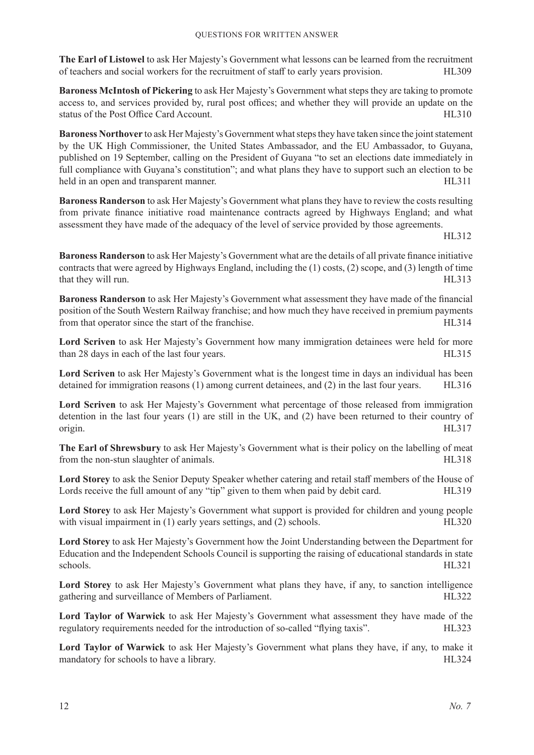**The Earl of Listowel** to ask Her Majesty's Government what lessons can be learned from the recruitment of teachers and social workers for the recruitment of staff to early years provision. HL309

**Baroness McIntosh of Pickering** to ask Her Majesty's Government what steps they are taking to promote access to, and services provided by, rural post offices; and whether they will provide an update on the status of the Post Office Card Account. HL310

**Baroness Northover** to ask Her Majesty's Government what steps they have taken since the joint statement by the UK High Commissioner, the United States Ambassador, and the EU Ambassador, to Guyana, published on 19 September, calling on the President of Guyana "to set an elections date immediately in full compliance with Guyana's constitution"; and what plans they have to support such an election to be held in an open and transparent manner. HL311

**Baroness Randerson** to ask Her Majesty's Government what plans they have to review the costs resulting from private finance initiative road maintenance contracts agreed by Highways England; and what assessment they have made of the adequacy of the level of service provided by those agreements. HL312

**Baroness Randerson** to ask Her Majesty's Government what are the details of all private finance initiative contracts that were agreed by Highways England, including the (1) costs, (2) scope, and (3) length of time that they will run. HL313

**Baroness Randerson** to ask Her Majesty's Government what assessment they have made of the financial position of the South Western Railway franchise; and how much they have received in premium payments from that operator since the start of the franchise. HL314

**Lord Scriven** to ask Her Majesty's Government how many immigration detainees were held for more than 28 days in each of the last four years. HL315

**Lord Scriven** to ask Her Majesty's Government what is the longest time in days an individual has been detained for immigration reasons (1) among current detainees, and (2) in the last four years. HL316

**Lord Scriven** to ask Her Majesty's Government what percentage of those released from immigration detention in the last four years (1) are still in the UK, and (2) have been returned to their country of origin. HL317

**The Earl of Shrewsbury** to ask Her Majesty's Government what is their policy on the labelling of meat from the non-stun slaughter of animals. HL318

**Lord Storey** to ask the Senior Deputy Speaker whether catering and retail staff members of the House of Lords receive the full amount of any "tip" given to them when paid by debit card. HL319

**Lord Storey** to ask Her Majesty's Government what support is provided for children and young people with visual impairment in (1) early years settings, and (2) schools. HL320

**Lord Storey** to ask Her Majesty's Government how the Joint Understanding between the Department for Education and the Independent Schools Council is supporting the raising of educational standards in state schools. HL321

**Lord Storey** to ask Her Majesty's Government what plans they have, if any, to sanction intelligence gathering and surveillance of Members of Parliament. HL322

**Lord Taylor of Warwick** to ask Her Majesty's Government what assessment they have made of the regulatory requirements needed for the introduction of so-called "flying taxis". HL323

**Lord Taylor of Warwick** to ask Her Majesty's Government what plans they have, if any, to make it mandatory for schools to have a library. HL324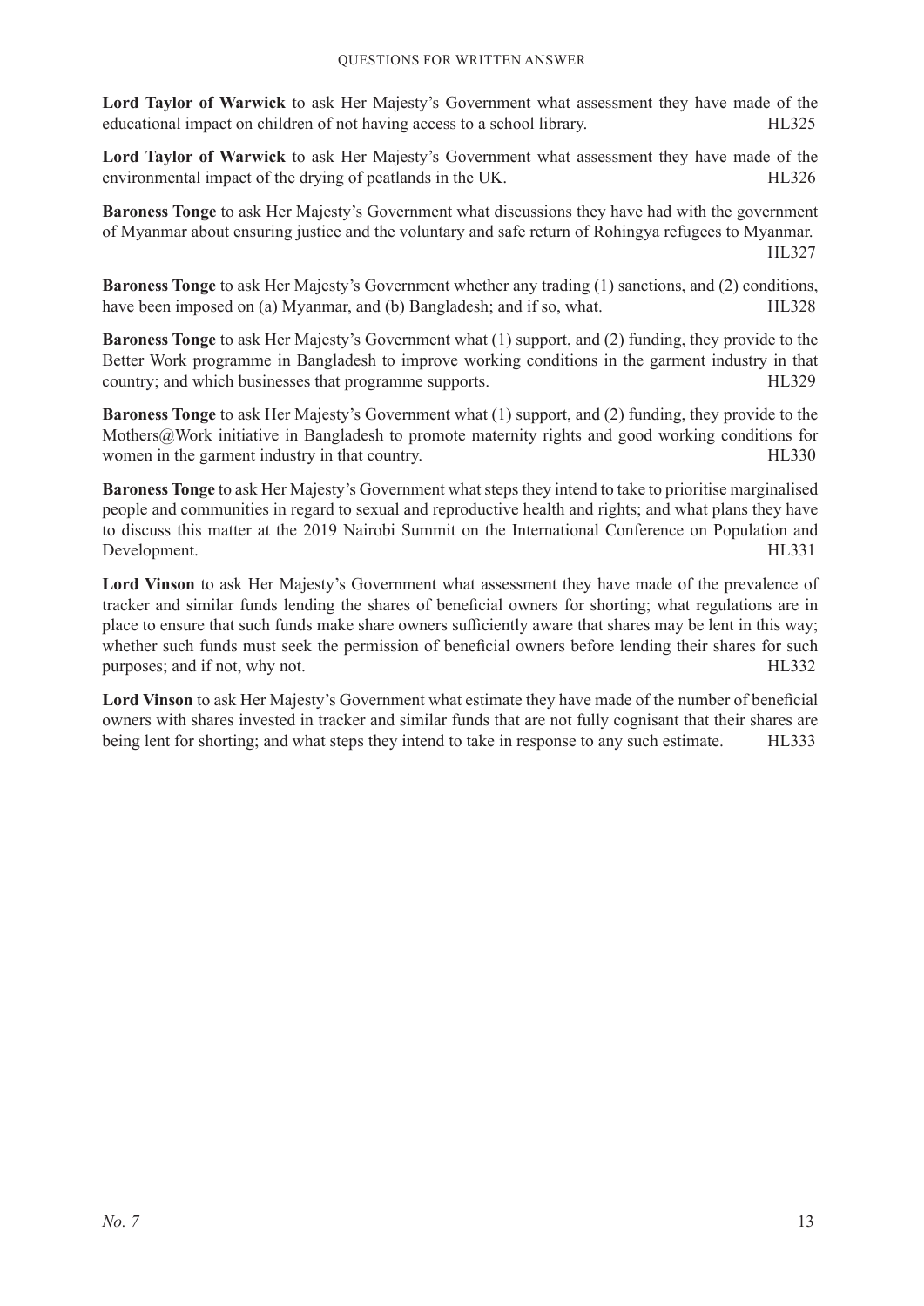**Lord Taylor of Warwick** to ask Her Majesty's Government what assessment they have made of the educational impact on children of not having access to a school library. HL325

**Lord Taylor of Warwick** to ask Her Majesty's Government what assessment they have made of the environmental impact of the drying of peatlands in the UK. HL326

**Baroness Tonge** to ask Her Majesty's Government what discussions they have had with the government of Myanmar about ensuring justice and the voluntary and safe return of Rohingya refugees to Myanmar. HL327

**Baroness Tonge** to ask Her Majesty's Government whether any trading (1) sanctions, and (2) conditions, have been imposed on (a) Myanmar, and (b) Bangladesh; and if so, what. HL328

**Baroness Tonge** to ask Her Majesty's Government what (1) support, and (2) funding, they provide to the Better Work programme in Bangladesh to improve working conditions in the garment industry in that country; and which businesses that programme supports. HL329

**Baroness Tonge** to ask Her Majesty's Government what (1) support, and (2) funding, they provide to the Mothers@Work initiative in Bangladesh to promote maternity rights and good working conditions for women in the garment industry in that country. HL330

**Baroness Tonge** to ask Her Majesty's Government what steps they intend to take to prioritise marginalised people and communities in regard to sexual and reproductive health and rights; and what plans they have to discuss this matter at the 2019 Nairobi Summit on the International Conference on Population and Development. HL331

**Lord Vinson** to ask Her Majesty's Government what assessment they have made of the prevalence of tracker and similar funds lending the shares of beneficial owners for shorting; what regulations are in place to ensure that such funds make share owners sufficiently aware that shares may be lent in this way; whether such funds must seek the permission of beneficial owners before lending their shares for such purposes; and if not, why not. HL332

**Lord Vinson** to ask Her Majesty's Government what estimate they have made of the number of beneficial owners with shares invested in tracker and similar funds that are not fully cognisant that their shares are being lent for shorting; and what steps they intend to take in response to any such estimate. HL333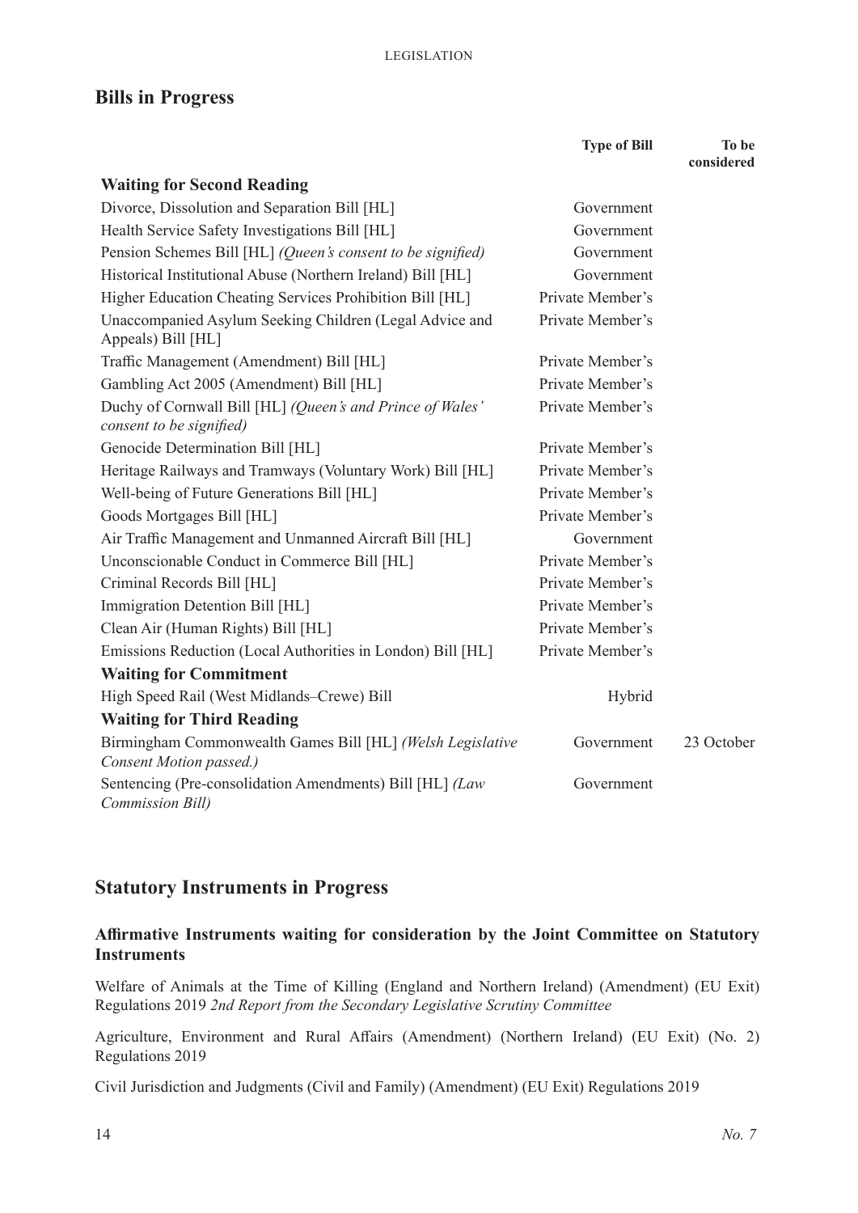## Bills in Progress

| | Type of Bill | To be considered |
|---|---|---|
| **Waiting for Second Reading** | | |
| Divorce, Dissolution and Separation Bill [HL] | Government | |
| Health Service Safety Investigations Bill [HL] | Government | |
| Pension Schemes Bill [HL] *(Queen's consent to be signified)* | Government | |
| Historical Institutional Abuse (Northern Ireland) Bill [HL] | Government | |
| Higher Education Cheating Services Prohibition Bill [HL] | Private Member's | |
| Unaccompanied Asylum Seeking Children (Legal Advice and Appeals) Bill [HL] | Private Member's | |
| Traffic Management (Amendment) Bill [HL] | Private Member's | |
| Gambling Act 2005 (Amendment) Bill [HL] | Private Member's | |
| Duchy of Cornwall Bill [HL] *(Queen's and Prince of Wales' consent to be signified)* | Private Member's | |
| Genocide Determination Bill [HL] | Private Member's | |
| Heritage Railways and Tramways (Voluntary Work) Bill [HL] | Private Member's | |
| Well-being of Future Generations Bill [HL] | Private Member's | |
| Goods Mortgages Bill [HL] | Private Member's | |
| Air Traffic Management and Unmanned Aircraft Bill [HL] | Government | |
| Unconscionable Conduct in Commerce Bill [HL] | Private Member's | |
| Criminal Records Bill [HL] | Private Member's | |
| Immigration Detention Bill [HL] | Private Member's | |
| Clean Air (Human Rights) Bill [HL] | Private Member's | |
| Emissions Reduction (Local Authorities in London) Bill [HL] | Private Member's | |
| **Waiting for Commitment** | | |
| High Speed Rail (West Midlands–Crewe) Bill | Hybrid | |
| **Waiting for Third Reading** | | |
| Birmingham Commonwealth Games Bill [HL] *(Welsh Legislative Consent Motion passed.)* | Government | 23 October |
| Sentencing (Pre-consolidation Amendments) Bill [HL] *(Law Commission Bill)* | Government | |

## Statutory Instruments in Progress

### Affirmative Instruments waiting for consideration by the Joint Committee on Statutory Instruments

Welfare of Animals at the Time of Killing (England and Northern Ireland) (Amendment) (EU Exit) Regulations 2019 *2nd Report from the Secondary Legislative Scrutiny Committee*

Agriculture, Environment and Rural Affairs (Amendment) (Northern Ireland) (EU Exit) (No. 2) Regulations 2019

Civil Jurisdiction and Judgments (Civil and Family) (Amendment) (EU Exit) Regulations 2019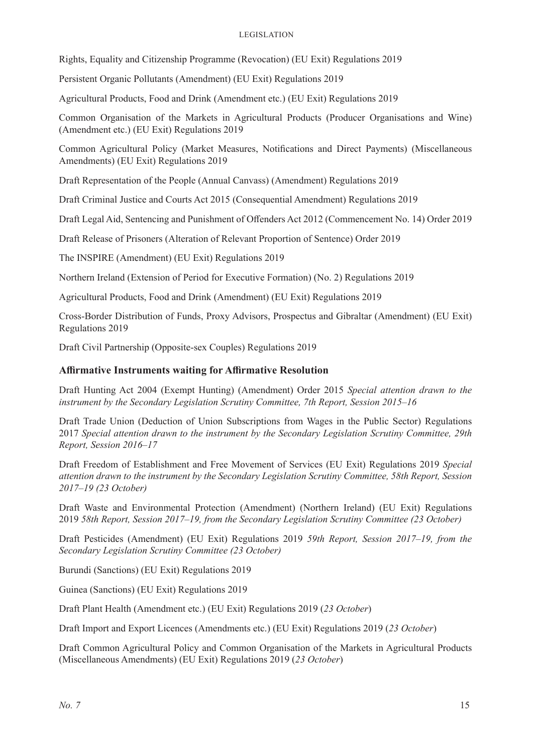Rights, Equality and Citizenship Programme (Revocation) (EU Exit) Regulations 2019

Persistent Organic Pollutants (Amendment) (EU Exit) Regulations 2019

Agricultural Products, Food and Drink (Amendment etc.) (EU Exit) Regulations 2019

Common Organisation of the Markets in Agricultural Products (Producer Organisations and Wine) (Amendment etc.) (EU Exit) Regulations 2019

Common Agricultural Policy (Market Measures, Notifications and Direct Payments) (Miscellaneous Amendments) (EU Exit) Regulations 2019

Draft Representation of the People (Annual Canvass) (Amendment) Regulations 2019

Draft Criminal Justice and Courts Act 2015 (Consequential Amendment) Regulations 2019

Draft Legal Aid, Sentencing and Punishment of Offenders Act 2012 (Commencement No. 14) Order 2019

Draft Release of Prisoners (Alteration of Relevant Proportion of Sentence) Order 2019

The INSPIRE (Amendment) (EU Exit) Regulations 2019

Northern Ireland (Extension of Period for Executive Formation) (No. 2) Regulations 2019

Agricultural Products, Food and Drink (Amendment) (EU Exit) Regulations 2019

Cross-Border Distribution of Funds, Proxy Advisors, Prospectus and Gibraltar (Amendment) (EU Exit) Regulations 2019

Draft Civil Partnership (Opposite-sex Couples) Regulations 2019

### Affirmative Instruments waiting for Affirmative Resolution

Draft Hunting Act 2004 (Exempt Hunting) (Amendment) Order 2015 *Special attention drawn to the instrument by the Secondary Legislation Scrutiny Committee, 7th Report, Session 2015–16*

Draft Trade Union (Deduction of Union Subscriptions from Wages in the Public Sector) Regulations 2017 *Special attention drawn to the instrument by the Secondary Legislation Scrutiny Committee, 29th Report, Session 2016–17*

Draft Freedom of Establishment and Free Movement of Services (EU Exit) Regulations 2019 *Special attention drawn to the instrument by the Secondary Legislation Scrutiny Committee, 58th Report, Session 2017–19 (23 October)*

Draft Waste and Environmental Protection (Amendment) (Northern Ireland) (EU Exit) Regulations 2019 *58th Report, Session 2017–19, from the Secondary Legislation Scrutiny Committee (23 October)*

Draft Pesticides (Amendment) (EU Exit) Regulations 2019 *59th Report, Session 2017–19, from the Secondary Legislation Scrutiny Committee (23 October)*

Burundi (Sanctions) (EU Exit) Regulations 2019

Guinea (Sanctions) (EU Exit) Regulations 2019

Draft Plant Health (Amendment etc.) (EU Exit) Regulations 2019 (*23 October*)

Draft Import and Export Licences (Amendments etc.) (EU Exit) Regulations 2019 (*23 October*)

Draft Common Agricultural Policy and Common Organisation of the Markets in Agricultural Products (Miscellaneous Amendments) (EU Exit) Regulations 2019 (*23 October*)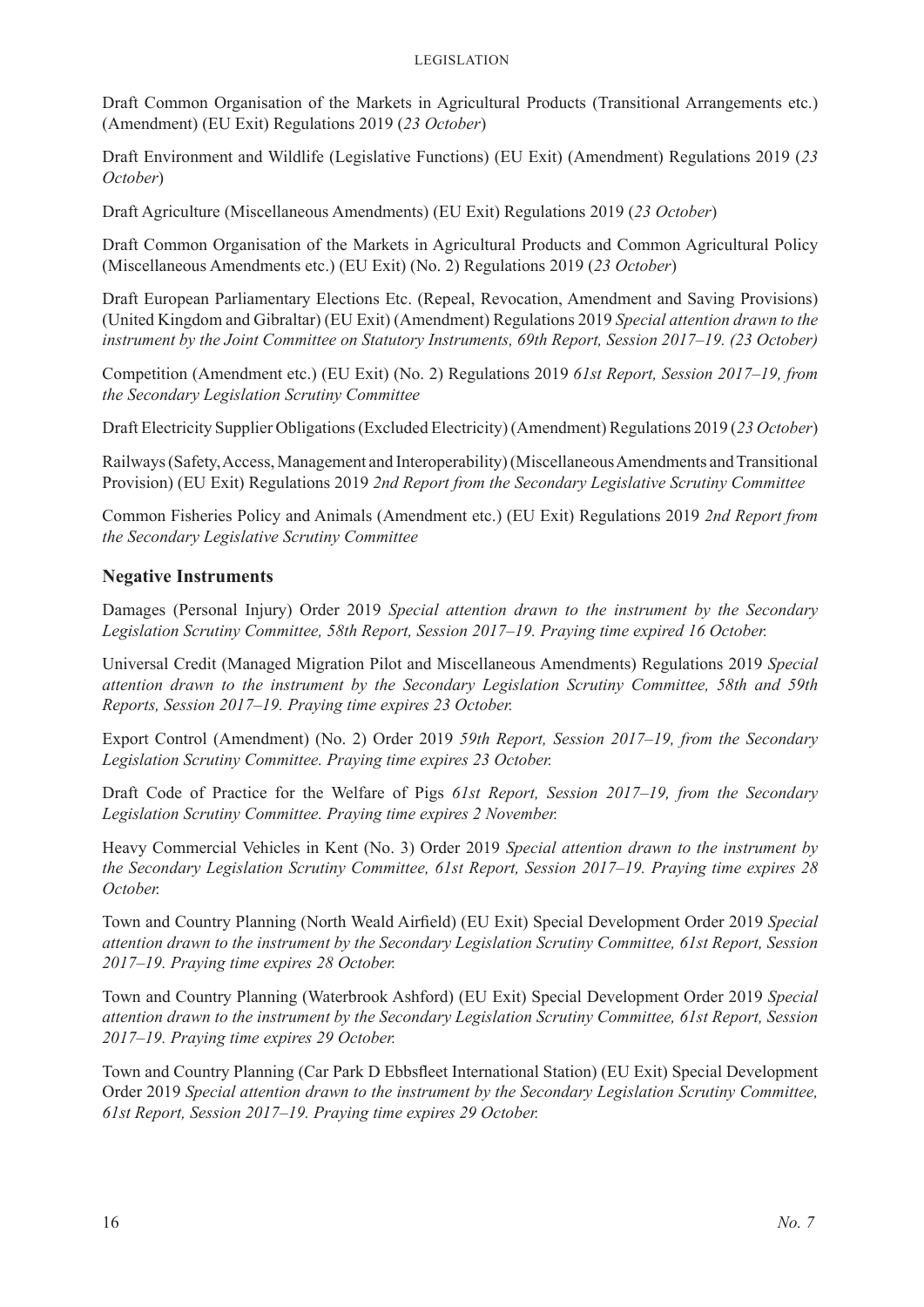Draft Common Organisation of the Markets in Agricultural Products (Transitional Arrangements etc.) (Amendment) (EU Exit) Regulations 2019 (*23 October*)

Draft Environment and Wildlife (Legislative Functions) (EU Exit) (Amendment) Regulations 2019 (*23 October*)

Draft Agriculture (Miscellaneous Amendments) (EU Exit) Regulations 2019 (*23 October*)

Draft Common Organisation of the Markets in Agricultural Products and Common Agricultural Policy (Miscellaneous Amendments etc.) (EU Exit) (No. 2) Regulations 2019 (*23 October*)

Draft European Parliamentary Elections Etc. (Repeal, Revocation, Amendment and Saving Provisions) (United Kingdom and Gibraltar) (EU Exit) (Amendment) Regulations 2019 *Special attention drawn to the instrument by the Joint Committee on Statutory Instruments, 69th Report, Session 2017–19. (23 October)*

Competition (Amendment etc.) (EU Exit) (No. 2) Regulations 2019 *61st Report, Session 2017–19, from the Secondary Legislation Scrutiny Committee*

Draft Electricity Supplier Obligations (Excluded Electricity) (Amendment) Regulations 2019 (*23 October*)

Railways (Safety, Access, Management and Interoperability) (Miscellaneous Amendments and Transitional Provision) (EU Exit) Regulations 2019 *2nd Report from the Secondary Legislative Scrutiny Committee*

Common Fisheries Policy and Animals (Amendment etc.) (EU Exit) Regulations 2019 *2nd Report from the Secondary Legislative Scrutiny Committee*

### Negative Instruments

Damages (Personal Injury) Order 2019 *Special attention drawn to the instrument by the Secondary Legislation Scrutiny Committee, 58th Report, Session 2017–19. Praying time expired 16 October.*

Universal Credit (Managed Migration Pilot and Miscellaneous Amendments) Regulations 2019 *Special attention drawn to the instrument by the Secondary Legislation Scrutiny Committee, 58th and 59th Reports, Session 2017–19. Praying time expires 23 October.*

Export Control (Amendment) (No. 2) Order 2019 *59th Report, Session 2017–19, from the Secondary Legislation Scrutiny Committee. Praying time expires 23 October.*

Draft Code of Practice for the Welfare of Pigs *61st Report, Session 2017–19, from the Secondary Legislation Scrutiny Committee. Praying time expires 2 November.*

Heavy Commercial Vehicles in Kent (No. 3) Order 2019 *Special attention drawn to the instrument by the Secondary Legislation Scrutiny Committee, 61st Report, Session 2017–19. Praying time expires 28 October.*

Town and Country Planning (North Weald Airfield) (EU Exit) Special Development Order 2019 *Special attention drawn to the instrument by the Secondary Legislation Scrutiny Committee, 61st Report, Session 2017–19. Praying time expires 28 October.*

Town and Country Planning (Waterbrook Ashford) (EU Exit) Special Development Order 2019 *Special attention drawn to the instrument by the Secondary Legislation Scrutiny Committee, 61st Report, Session 2017–19. Praying time expires 29 October.*

Town and Country Planning (Car Park D Ebbsfleet International Station) (EU Exit) Special Development Order 2019 *Special attention drawn to the instrument by the Secondary Legislation Scrutiny Committee, 61st Report, Session 2017–19. Praying time expires 29 October.*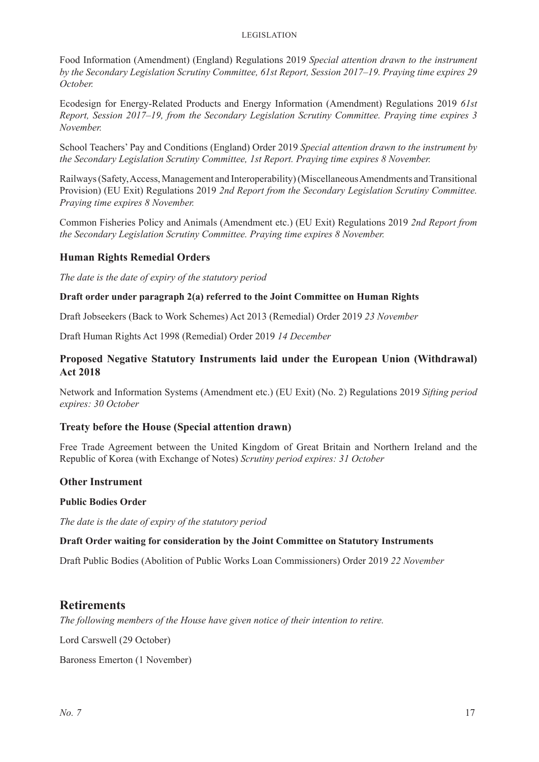Food Information (Amendment) (England) Regulations 2019 *Special attention drawn to the instrument by the Secondary Legislation Scrutiny Committee, 61st Report, Session 2017–19. Praying time expires 29 October.*

Ecodesign for Energy-Related Products and Energy Information (Amendment) Regulations 2019 *61st Report, Session 2017–19, from the Secondary Legislation Scrutiny Committee. Praying time expires 3 November.*

School Teachers' Pay and Conditions (England) Order 2019 *Special attention drawn to the instrument by the Secondary Legislation Scrutiny Committee, 1st Report. Praying time expires 8 November.*

Railways (Safety, Access, Management and Interoperability) (Miscellaneous Amendments and Transitional Provision) (EU Exit) Regulations 2019 *2nd Report from the Secondary Legislation Scrutiny Committee. Praying time expires 8 November.*

Common Fisheries Policy and Animals (Amendment etc.) (EU Exit) Regulations 2019 *2nd Report from the Secondary Legislation Scrutiny Committee. Praying time expires 8 November.*

### Human Rights Remedial Orders

*The date is the date of expiry of the statutory period*

#### Draft order under paragraph 2(a) referred to the Joint Committee on Human Rights

Draft Jobseekers (Back to Work Schemes) Act 2013 (Remedial) Order 2019 *23 November*

Draft Human Rights Act 1998 (Remedial) Order 2019 *14 December*

### Proposed Negative Statutory Instruments laid under the European Union (Withdrawal) Act 2018

Network and Information Systems (Amendment etc.) (EU Exit) (No. 2) Regulations 2019 *Sifting period expires: 30 October*

### Treaty before the House (Special attention drawn)

Free Trade Agreement between the United Kingdom of Great Britain and Northern Ireland and the Republic of Korea (with Exchange of Notes) *Scrutiny period expires: 31 October*

### Other Instrument

#### Public Bodies Order

*The date is the date of expiry of the statutory period*

#### Draft Order waiting for consideration by the Joint Committee on Statutory Instruments

Draft Public Bodies (Abolition of Public Works Loan Commissioners) Order 2019 *22 November*

## Retirements

*The following members of the House have given notice of their intention to retire.*

Lord Carswell (29 October)

Baroness Emerton (1 November)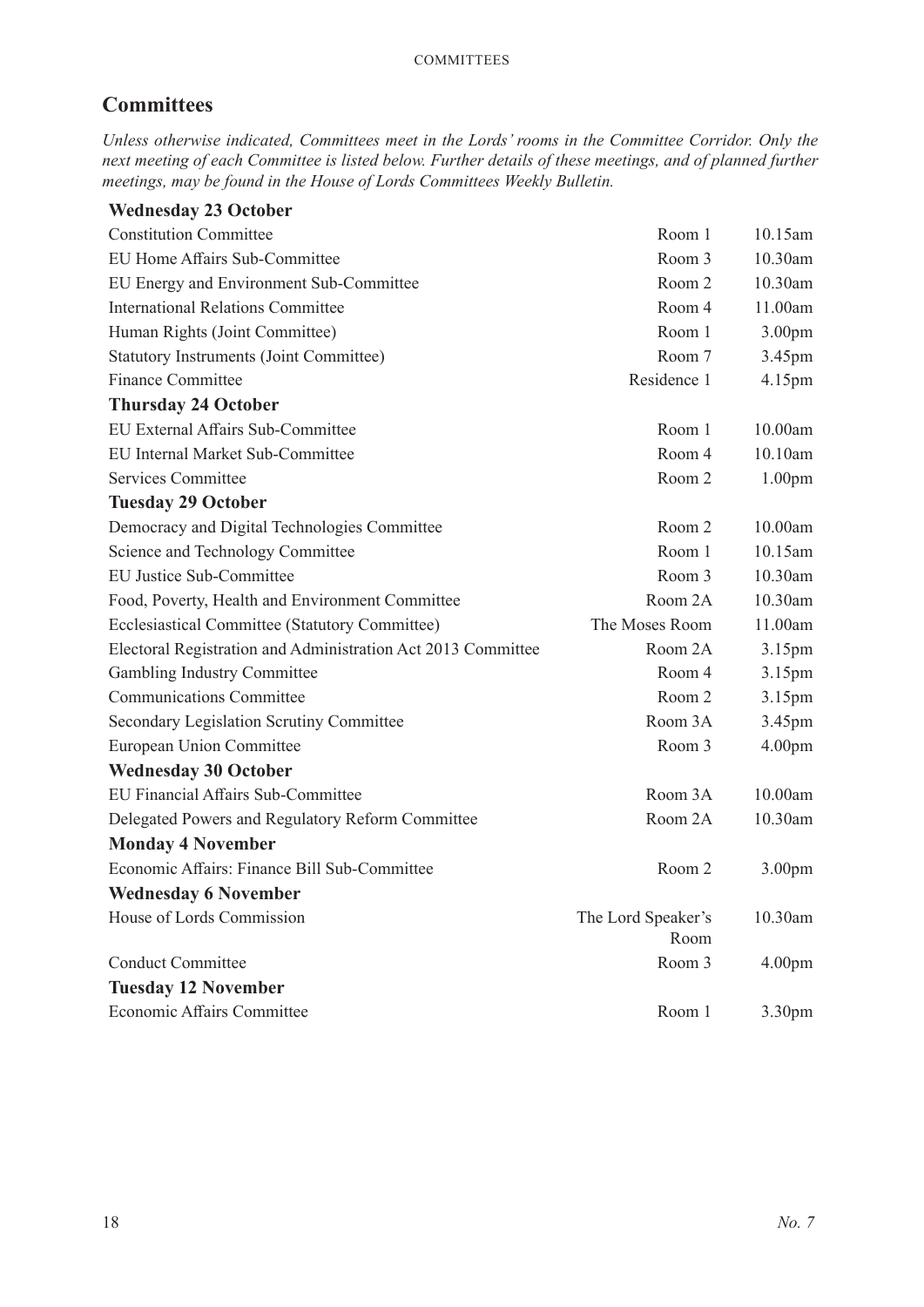## Committees

*Unless otherwise indicated, Committees meet in the Lords' rooms in the Committee Corridor. Only the next meeting of each Committee is listed below. Further details of these meetings, and of planned further meetings, may be found in the House of Lords Committees Weekly Bulletin.*

| | | |
|---|---|---|
| **Wednesday 23 October** | | |
| Constitution Committee | Room 1 | 10.15am |
| EU Home Affairs Sub-Committee | Room 3 | 10.30am |
| EU Energy and Environment Sub-Committee | Room 2 | 10.30am |
| International Relations Committee | Room 4 | 11.00am |
| Human Rights (Joint Committee) | Room 1 | 3.00pm |
| Statutory Instruments (Joint Committee) | Room 7 | 3.45pm |
| Finance Committee | Residence 1 | 4.15pm |
| **Thursday 24 October** | | |
| EU External Affairs Sub-Committee | Room 1 | 10.00am |
| EU Internal Market Sub-Committee | Room 4 | 10.10am |
| Services Committee | Room 2 | 1.00pm |
| **Tuesday 29 October** | | |
| Democracy and Digital Technologies Committee | Room 2 | 10.00am |
| Science and Technology Committee | Room 1 | 10.15am |
| EU Justice Sub-Committee | Room 3 | 10.30am |
| Food, Poverty, Health and Environment Committee | Room 2A | 10.30am |
| Ecclesiastical Committee (Statutory Committee) | The Moses Room | 11.00am |
| Electoral Registration and Administration Act 2013 Committee | Room 2A | 3.15pm |
| Gambling Industry Committee | Room 4 | 3.15pm |
| Communications Committee | Room 2 | 3.15pm |
| Secondary Legislation Scrutiny Committee | Room 3A | 3.45pm |
| European Union Committee | Room 3 | 4.00pm |
| **Wednesday 30 October** | | |
| EU Financial Affairs Sub-Committee | Room 3A | 10.00am |
| Delegated Powers and Regulatory Reform Committee | Room 2A | 10.30am |
| **Monday 4 November** | | |
| Economic Affairs: Finance Bill Sub-Committee | Room 2 | 3.00pm |
| **Wednesday 6 November** | | |
| House of Lords Commission | The Lord Speaker's Room | 10.30am |
| Conduct Committee | Room 3 | 4.00pm |
| **Tuesday 12 November** | | |
| Economic Affairs Committee | Room 1 | 3.30pm |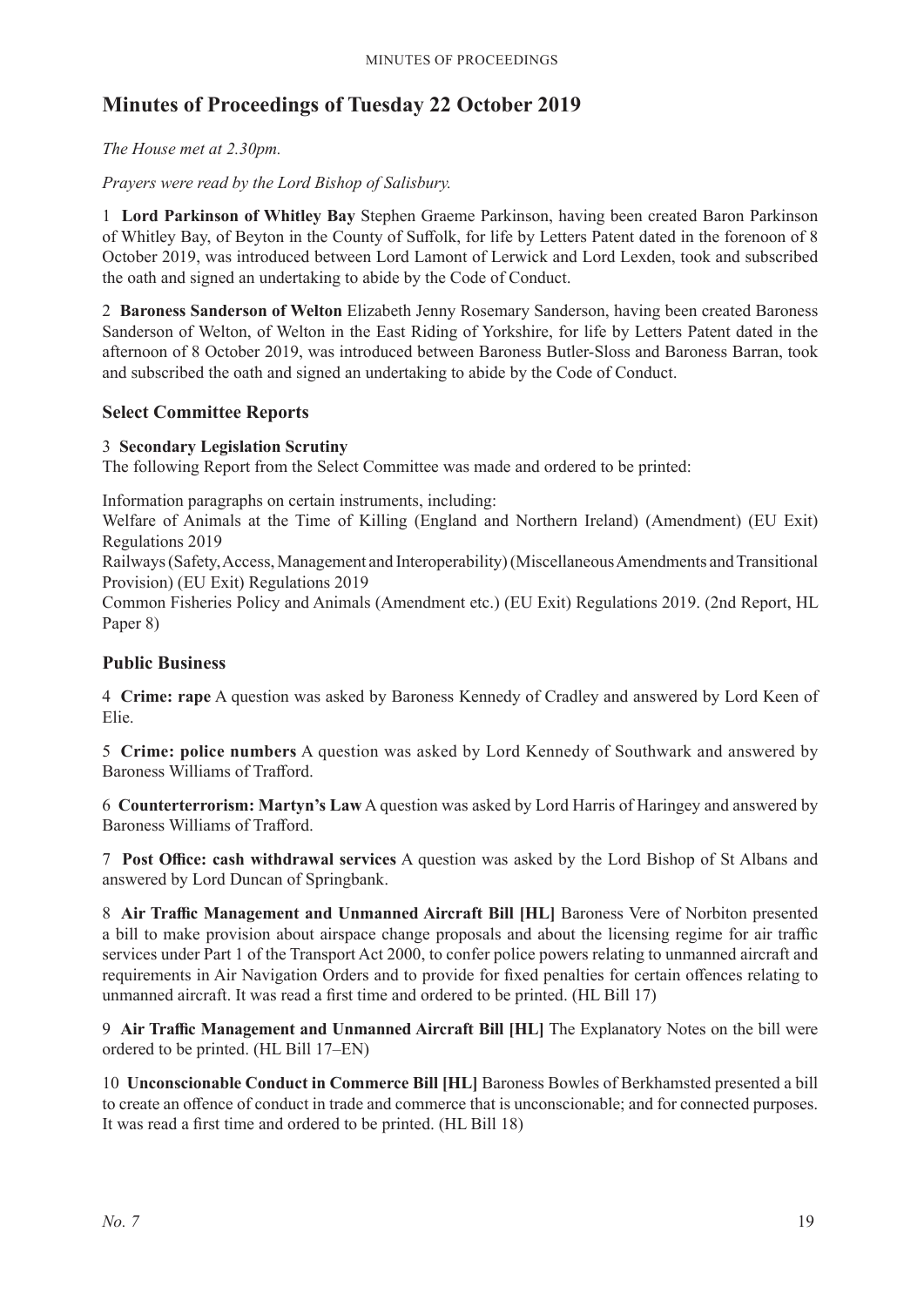# Minutes of Proceedings of Tuesday 22 October 2019

*The House met at 2.30pm.*

*Prayers were read by the Lord Bishop of Salisbury.*

1 **Lord Parkinson of Whitley Bay** Stephen Graeme Parkinson, having been created Baron Parkinson of Whitley Bay, of Beyton in the County of Suffolk, for life by Letters Patent dated in the forenoon of 8 October 2019, was introduced between Lord Lamont of Lerwick and Lord Lexden, took and subscribed the oath and signed an undertaking to abide by the Code of Conduct.

2 **Baroness Sanderson of Welton** Elizabeth Jenny Rosemary Sanderson, having been created Baroness Sanderson of Welton, of Welton in the East Riding of Yorkshire, for life by Letters Patent dated in the afternoon of 8 October 2019, was introduced between Baroness Butler-Sloss and Baroness Barran, took and subscribed the oath and signed an undertaking to abide by the Code of Conduct.

## Select Committee Reports

3 **Secondary Legislation Scrutiny**
The following Report from the Select Committee was made and ordered to be printed:

Information paragraphs on certain instruments, including:
Welfare of Animals at the Time of Killing (England and Northern Ireland) (Amendment) (EU Exit) Regulations 2019
Railways (Safety, Access, Management and Interoperability) (Miscellaneous Amendments and Transitional Provision) (EU Exit) Regulations 2019
Common Fisheries Policy and Animals (Amendment etc.) (EU Exit) Regulations 2019. (2nd Report, HL Paper 8)

## Public Business

4 **Crime: rape** A question was asked by Baroness Kennedy of Cradley and answered by Lord Keen of Elie.

5 **Crime: police numbers** A question was asked by Lord Kennedy of Southwark and answered by Baroness Williams of Trafford.

6 **Counterterrorism: Martyn's Law** A question was asked by Lord Harris of Haringey and answered by Baroness Williams of Trafford.

7 **Post Office: cash withdrawal services** A question was asked by the Lord Bishop of St Albans and answered by Lord Duncan of Springbank.

8 **Air Traffic Management and Unmanned Aircraft Bill [HL]** Baroness Vere of Norbiton presented a bill to make provision about airspace change proposals and about the licensing regime for air traffic services under Part 1 of the Transport Act 2000, to confer police powers relating to unmanned aircraft and requirements in Air Navigation Orders and to provide for fixed penalties for certain offences relating to unmanned aircraft. It was read a first time and ordered to be printed. (HL Bill 17)

9 **Air Traffic Management and Unmanned Aircraft Bill [HL]** The Explanatory Notes on the bill were ordered to be printed. (HL Bill 17–EN)

10 **Unconscionable Conduct in Commerce Bill [HL]** Baroness Bowles of Berkhamsted presented a bill to create an offence of conduct in trade and commerce that is unconscionable; and for connected purposes. It was read a first time and ordered to be printed. (HL Bill 18)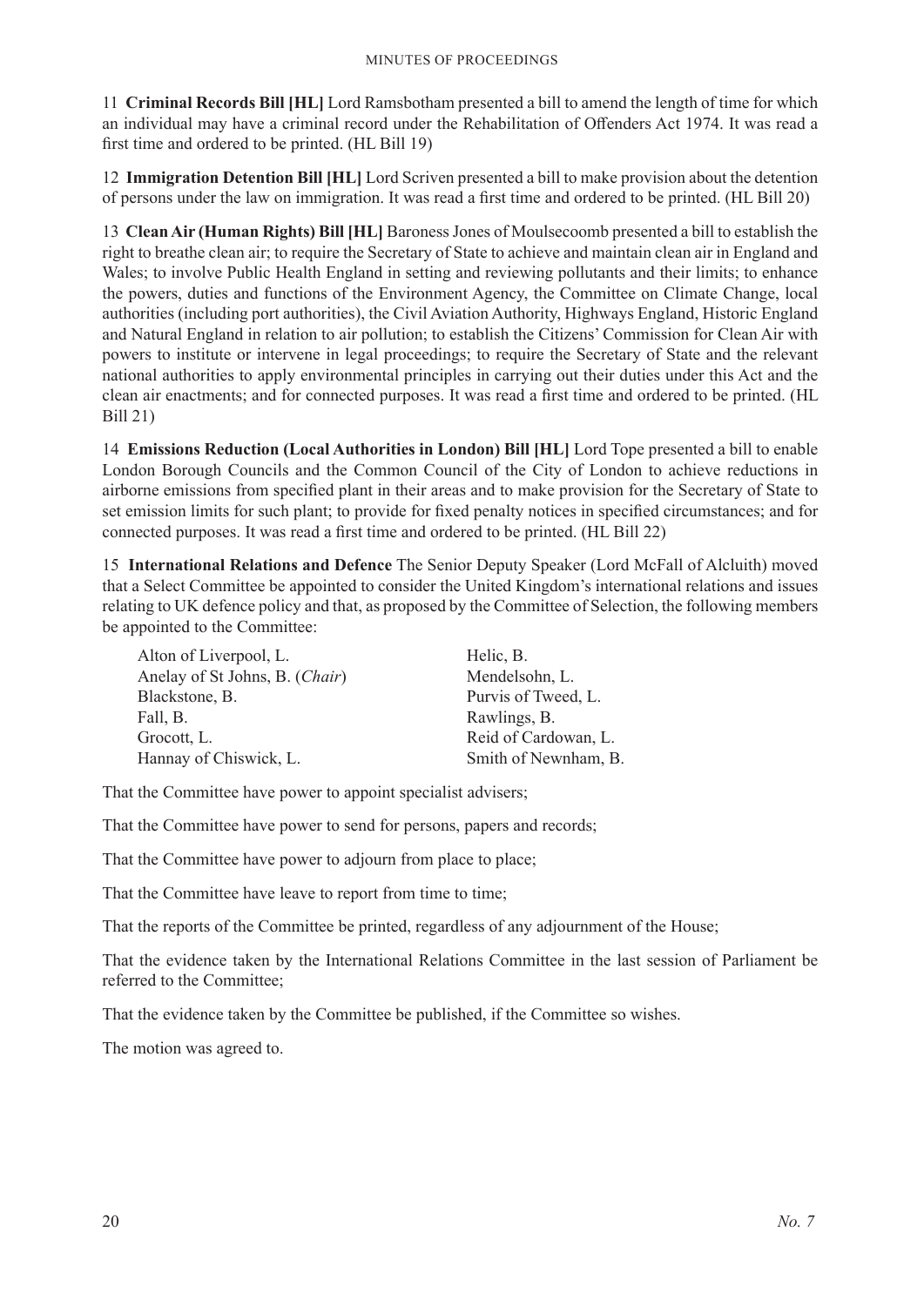11 **Criminal Records Bill [HL]** Lord Ramsbotham presented a bill to amend the length of time for which an individual may have a criminal record under the Rehabilitation of Offenders Act 1974. It was read a first time and ordered to be printed. (HL Bill 19)

12 **Immigration Detention Bill [HL]** Lord Scriven presented a bill to make provision about the detention of persons under the law on immigration. It was read a first time and ordered to be printed. (HL Bill 20)

13 **Clean Air (Human Rights) Bill [HL]** Baroness Jones of Moulsecoomb presented a bill to establish the right to breathe clean air; to require the Secretary of State to achieve and maintain clean air in England and Wales; to involve Public Health England in setting and reviewing pollutants and their limits; to enhance the powers, duties and functions of the Environment Agency, the Committee on Climate Change, local authorities (including port authorities), the Civil Aviation Authority, Highways England, Historic England and Natural England in relation to air pollution; to establish the Citizens' Commission for Clean Air with powers to institute or intervene in legal proceedings; to require the Secretary of State and the relevant national authorities to apply environmental principles in carrying out their duties under this Act and the clean air enactments; and for connected purposes. It was read a first time and ordered to be printed. (HL Bill 21)

14 **Emissions Reduction (Local Authorities in London) Bill [HL]** Lord Tope presented a bill to enable London Borough Councils and the Common Council of the City of London to achieve reductions in airborne emissions from specified plant in their areas and to make provision for the Secretary of State to set emission limits for such plant; to provide for fixed penalty notices in specified circumstances; and for connected purposes. It was read a first time and ordered to be printed. (HL Bill 22)

15 **International Relations and Defence** The Senior Deputy Speaker (Lord McFall of Alcluith) moved that a Select Committee be appointed to consider the United Kingdom's international relations and issues relating to UK defence policy and that, as proposed by the Committee of Selection, the following members be appointed to the Committee:

Alton of Liverpool, L.
Anelay of St Johns, B. (*Chair*)
Blackstone, B.
Fall, B.
Grocott, L.
Hannay of Chiswick, L.
Helic, B.
Mendelsohn, L.
Purvis of Tweed, L.
Rawlings, B.
Reid of Cardowan, L.
Smith of Newnham, B.

That the Committee have power to appoint specialist advisers;

That the Committee have power to send for persons, papers and records;

That the Committee have power to adjourn from place to place;

That the Committee have leave to report from time to time;

That the reports of the Committee be printed, regardless of any adjournment of the House;

That the evidence taken by the International Relations Committee in the last session of Parliament be referred to the Committee;

That the evidence taken by the Committee be published, if the Committee so wishes.

The motion was agreed to.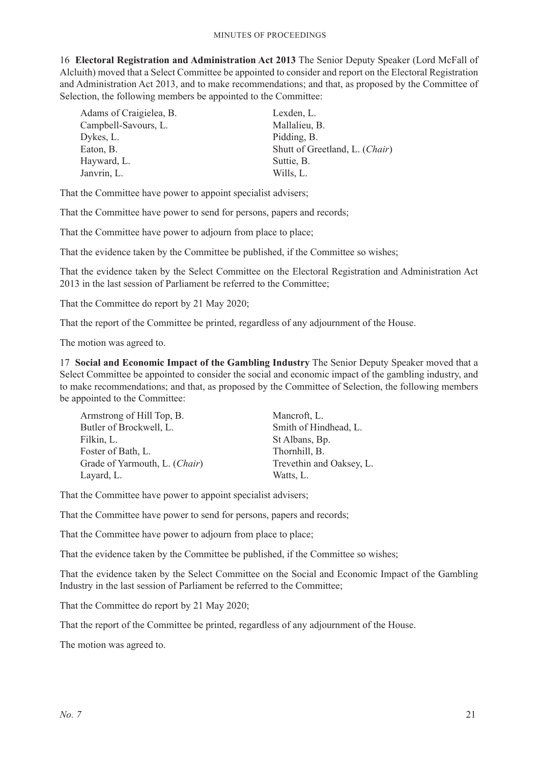16 **Electoral Registration and Administration Act 2013** The Senior Deputy Speaker (Lord McFall of Alcluith) moved that a Select Committee be appointed to consider and report on the Electoral Registration and Administration Act 2013, and to make recommendations; and that, as proposed by the Committee of Selection, the following members be appointed to the Committee:

| | |
|---|---|
| Adams of Craigielea, B. | Lexden, L. |
| Campbell-Savours, L. | Mallalieu, B. |
| Dykes, L. | Pidding, B. |
| Eaton, B. | Shutt of Greetland, L. (*Chair*) |
| Hayward, L. | Suttie, B. |
| Janvrin, L. | Wills, L. |

That the Committee have power to appoint specialist advisers;

That the Committee have power to send for persons, papers and records;

That the Committee have power to adjourn from place to place;

That the evidence taken by the Committee be published, if the Committee so wishes;

That the evidence taken by the Select Committee on the Electoral Registration and Administration Act 2013 in the last session of Parliament be referred to the Committee;

That the Committee do report by 21 May 2020;

That the report of the Committee be printed, regardless of any adjournment of the House.

The motion was agreed to.

17 **Social and Economic Impact of the Gambling Industry** The Senior Deputy Speaker moved that a Select Committee be appointed to consider the social and economic impact of the gambling industry, and to make recommendations; and that, as proposed by the Committee of Selection, the following members be appointed to the Committee:

| | |
|---|---|
| Armstrong of Hill Top, B. | Mancroft, L. |
| Butler of Brockwell, L. | Smith of Hindhead, L. |
| Filkin, L. | St Albans, Bp. |
| Foster of Bath, L. | Thornhill, B. |
| Grade of Yarmouth, L. (*Chair*) | Trevethin and Oaksey, L. |
| Layard, L. | Watts, L. |

That the Committee have power to appoint specialist advisers;

That the Committee have power to send for persons, papers and records;

That the Committee have power to adjourn from place to place;

That the evidence taken by the Committee be published, if the Committee so wishes;

That the evidence taken by the Select Committee on the Social and Economic Impact of the Gambling Industry in the last session of Parliament be referred to the Committee;

That the Committee do report by 21 May 2020;

That the report of the Committee be printed, regardless of any adjournment of the House.

The motion was agreed to.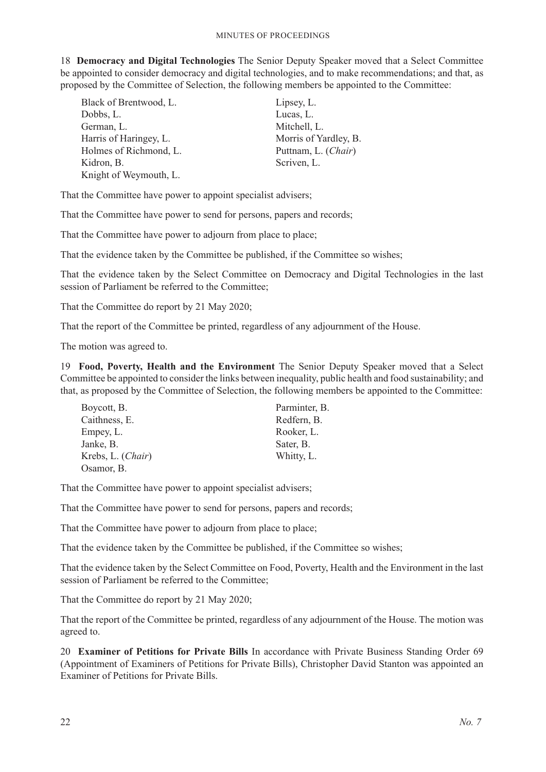18 **Democracy and Digital Technologies** The Senior Deputy Speaker moved that a Select Committee be appointed to consider democracy and digital technologies, and to make recommendations; and that, as proposed by the Committee of Selection, the following members be appointed to the Committee:

Black of Brentwood, L.
Dobbs, L.
German, L.
Harris of Haringey, L.
Holmes of Richmond, L.
Kidron, B.
Knight of Weymouth, L.
Lipsey, L.
Lucas, L.
Mitchell, L.
Morris of Yardley, B.
Puttnam, L. (*Chair*)
Scriven, L.

That the Committee have power to appoint specialist advisers;

That the Committee have power to send for persons, papers and records;

That the Committee have power to adjourn from place to place;

That the evidence taken by the Committee be published, if the Committee so wishes;

That the evidence taken by the Select Committee on Democracy and Digital Technologies in the last session of Parliament be referred to the Committee;

That the Committee do report by 21 May 2020;

That the report of the Committee be printed, regardless of any adjournment of the House.

The motion was agreed to.

19 **Food, Poverty, Health and the Environment** The Senior Deputy Speaker moved that a Select Committee be appointed to consider the links between inequality, public health and food sustainability; and that, as proposed by the Committee of Selection, the following members be appointed to the Committee:

Boycott, B.
Caithness, E.
Empey, L.
Janke, B.
Krebs, L. (*Chair*)
Osamor, B.
Parminter, B.
Redfern, B.
Rooker, L.
Sater, B.
Whitty, L.

That the Committee have power to appoint specialist advisers;

That the Committee have power to send for persons, papers and records;

That the Committee have power to adjourn from place to place;

That the evidence taken by the Committee be published, if the Committee so wishes;

That the evidence taken by the Select Committee on Food, Poverty, Health and the Environment in the last session of Parliament be referred to the Committee;

That the Committee do report by 21 May 2020;

That the report of the Committee be printed, regardless of any adjournment of the House. The motion was agreed to.

20 **Examiner of Petitions for Private Bills** In accordance with Private Business Standing Order 69 (Appointment of Examiners of Petitions for Private Bills), Christopher David Stanton was appointed an Examiner of Petitions for Private Bills.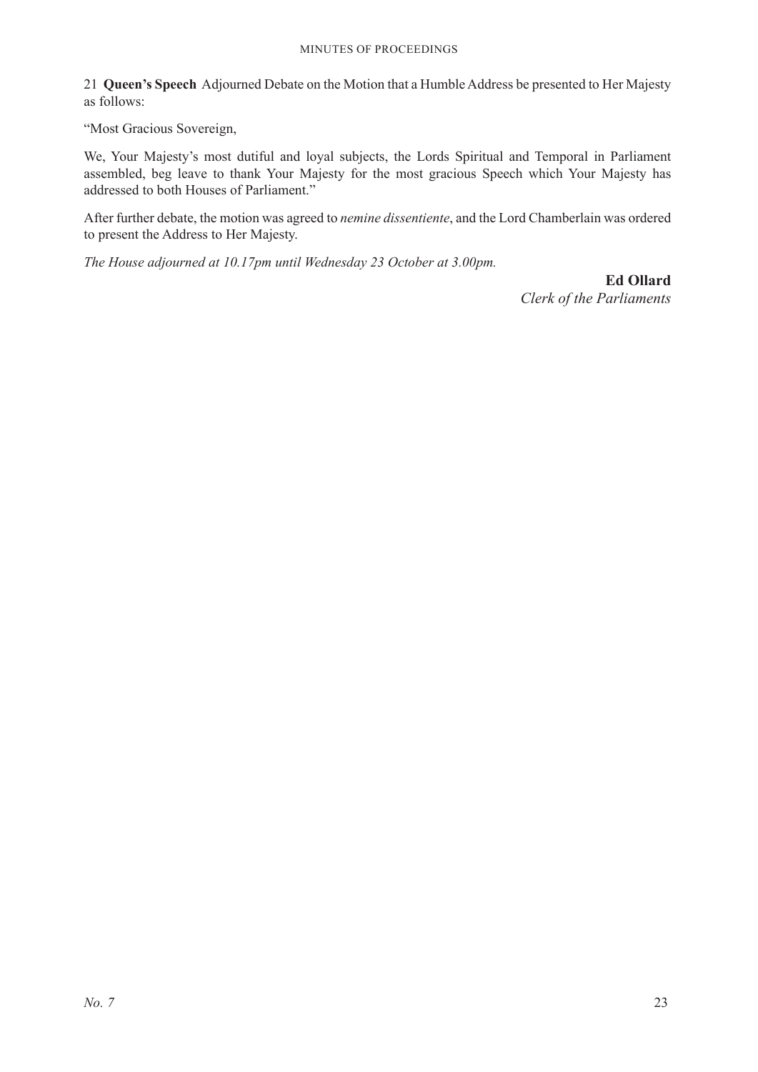21 **Queen's Speech** Adjourned Debate on the Motion that a Humble Address be presented to Her Majesty as follows:

"Most Gracious Sovereign,

We, Your Majesty's most dutiful and loyal subjects, the Lords Spiritual and Temporal in Parliament assembled, beg leave to thank Your Majesty for the most gracious Speech which Your Majesty has addressed to both Houses of Parliament."

After further debate, the motion was agreed to *nemine dissentiente*, and the Lord Chamberlain was ordered to present the Address to Her Majesty.

*The House adjourned at 10.17pm until Wednesday 23 October at 3.00pm.*

**Ed Ollard**
*Clerk of the Parliaments*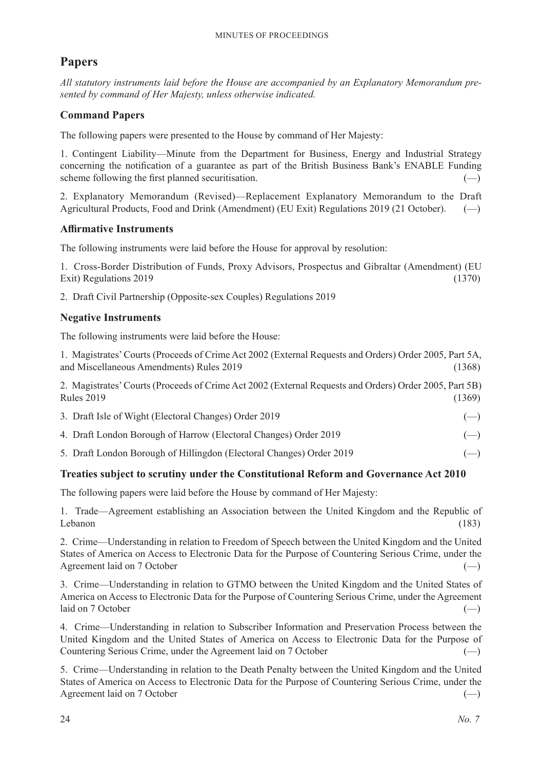## Papers

*All statutory instruments laid before the House are accompanied by an Explanatory Memorandum presented by command of Her Majesty, unless otherwise indicated.*

### Command Papers

The following papers were presented to the House by command of Her Majesty:

1. Contingent Liability—Minute from the Department for Business, Energy and Industrial Strategy concerning the notification of a guarantee as part of the British Business Bank's ENABLE Funding scheme following the first planned securitisation. (—)

2. Explanatory Memorandum (Revised)—Replacement Explanatory Memorandum to the Draft Agricultural Products, Food and Drink (Amendment) (EU Exit) Regulations 2019 (21 October). (—)

### Affirmative Instruments

The following instruments were laid before the House for approval by resolution:

1. Cross-Border Distribution of Funds, Proxy Advisors, Prospectus and Gibraltar (Amendment) (EU Exit) Regulations 2019 (1370)

2. Draft Civil Partnership (Opposite-sex Couples) Regulations 2019

### Negative Instruments

The following instruments were laid before the House:

1. Magistrates' Courts (Proceeds of Crime Act 2002 (External Requests and Orders) Order 2005, Part 5A, and Miscellaneous Amendments) Rules 2019 (1368)

2. Magistrates' Courts (Proceeds of Crime Act 2002 (External Requests and Orders) Order 2005, Part 5B) Rules 2019 (1369)

3. Draft Isle of Wight (Electoral Changes) Order 2019 (—)

4. Draft London Borough of Harrow (Electoral Changes) Order 2019 (—)

5. Draft London Borough of Hillingdon (Electoral Changes) Order 2019 (—)

### Treaties subject to scrutiny under the Constitutional Reform and Governance Act 2010

The following papers were laid before the House by command of Her Majesty:

1. Trade—Agreement establishing an Association between the United Kingdom and the Republic of Lebanon (183)

2. Crime—Understanding in relation to Freedom of Speech between the United Kingdom and the United States of America on Access to Electronic Data for the Purpose of Countering Serious Crime, under the Agreement laid on 7 October (—)

3. Crime—Understanding in relation to GTMO between the United Kingdom and the United States of America on Access to Electronic Data for the Purpose of Countering Serious Crime, under the Agreement laid on 7 October (—)

4. Crime—Understanding in relation to Subscriber Information and Preservation Process between the United Kingdom and the United States of America on Access to Electronic Data for the Purpose of Countering Serious Crime, under the Agreement laid on 7 October (—)

5. Crime—Understanding in relation to the Death Penalty between the United Kingdom and the United States of America on Access to Electronic Data for the Purpose of Countering Serious Crime, under the Agreement laid on 7 October (—)